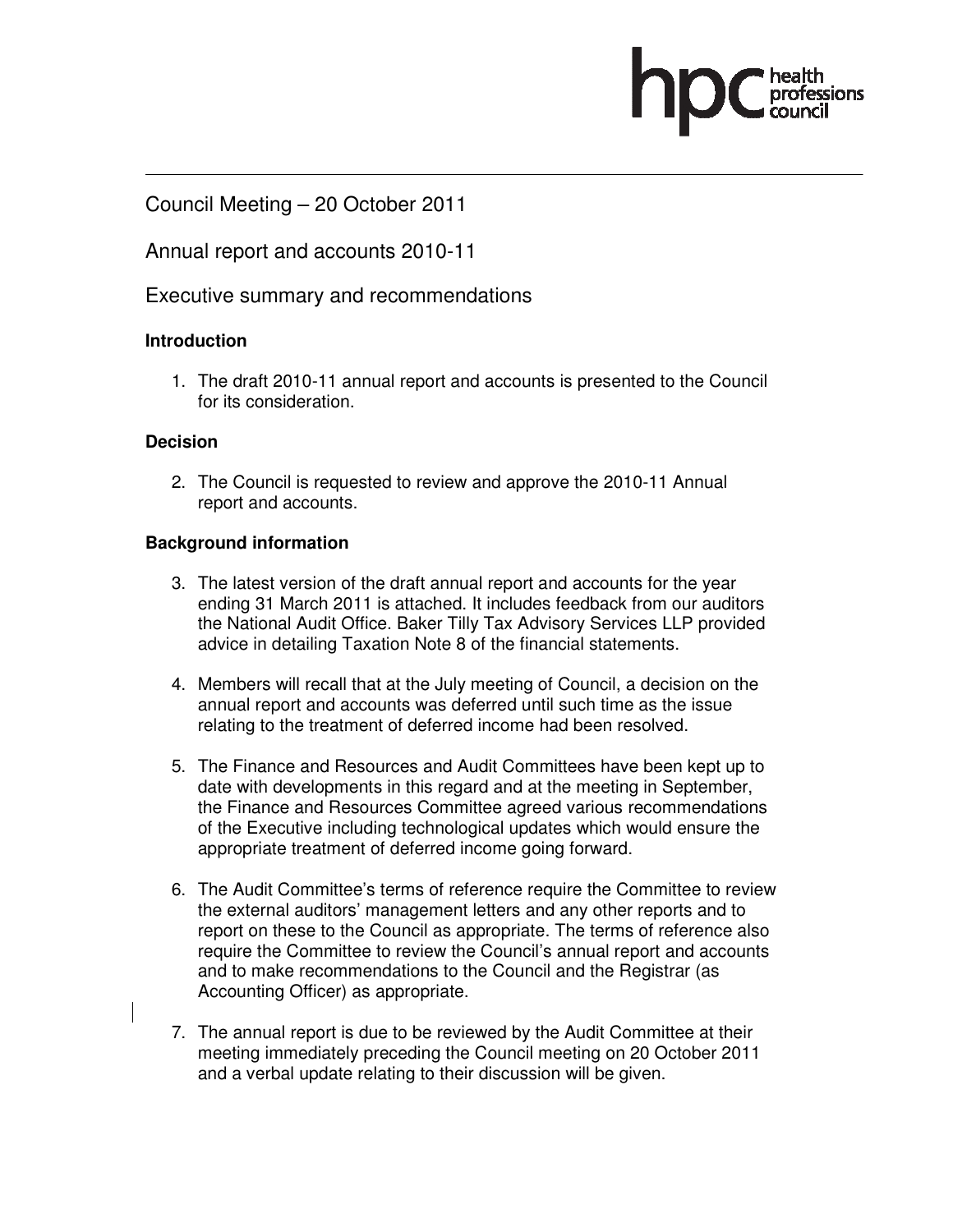hpc health professions council

Council Meeting – 20 October 2011

Annual report and accounts 2010-11

Executive summary and recommendations

### Introduction

1. The draft 2010-11 annual report and accounts is presented to the Council for its consideration.

### Decision

2. The Council is requested to review and approve the 2010-11 Annual report and accounts.

### Background information

3. The latest version of the draft annual report and accounts for the year ending 31 March 2011 is attached. It includes feedback from our auditors the National Audit Office. Baker Tilly Tax Advisory Services LLP provided advice in detailing Taxation Note 8 of the financial statements.

4. Members will recall that at the July meeting of Council, a decision on the annual report and accounts was deferred until such time as the issue relating to the treatment of deferred income had been resolved.

5. The Finance and Resources and Audit Committees have been kept up to date with developments in this regard and at the meeting in September, the Finance and Resources Committee agreed various recommendations of the Executive including technological updates which would ensure the appropriate treatment of deferred income going forward.

6. The Audit Committee's terms of reference require the Committee to review the external auditors' management letters and any other reports and to report on these to the Council as appropriate. The terms of reference also require the Committee to review the Council's annual report and accounts and to make recommendations to the Council and the Registrar (as Accounting Officer) as appropriate.

7. The annual report is due to be reviewed by the Audit Committee at their meeting immediately preceding the Council meeting on 20 October 2011 and a verbal update relating to their discussion will be given.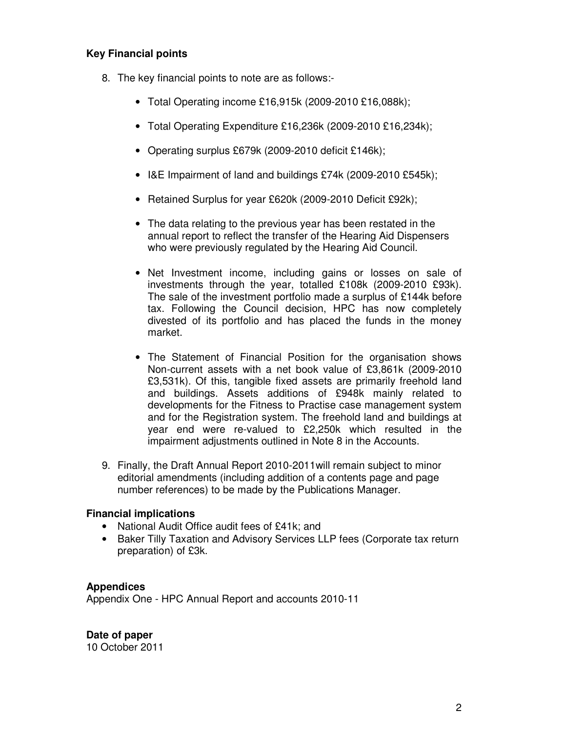**Key Financial points**

8. The key financial points to note are as follows:-

    - Total Operating income £16,915k (2009-2010 £16,088k);
    - Total Operating Expenditure £16,236k (2009-2010 £16,234k);
    - Operating surplus £679k (2009-2010 deficit £146k);
    - I&E Impairment of land and buildings £74k (2009-2010 £545k);
    - Retained Surplus for year £620k (2009-2010 Deficit £92k);
    - The data relating to the previous year has been restated in the annual report to reflect the transfer of the Hearing Aid Dispensers who were previously regulated by the Hearing Aid Council.
    - Net Investment income, including gains or losses on sale of investments through the year, totalled £108k (2009-2010 £93k). The sale of the investment portfolio made a surplus of £144k before tax. Following the Council decision, HPC has now completely divested of its portfolio and has placed the funds in the money market.
    - The Statement of Financial Position for the organisation shows Non-current assets with a net book value of £3,861k (2009-2010 £3,531k). Of this, tangible fixed assets are primarily freehold land and buildings. Assets additions of £948k mainly related to developments for the Fitness to Practise case management system and for the Registration system. The freehold land and buildings at year end were re-valued to £2,250k which resulted in the impairment adjustments outlined in Note 8 in the Accounts.

9. Finally, the Draft Annual Report 2010-2011will remain subject to minor editorial amendments (including addition of a contents page and page number references) to be made by the Publications Manager.

**Financial implications**

- National Audit Office audit fees of £41k; and
- Baker Tilly Taxation and Advisory Services LLP fees (Corporate tax return preparation) of £3k.

**Appendices**

Appendix One - HPC Annual Report and accounts 2010-11

**Date of paper**

10 October 2011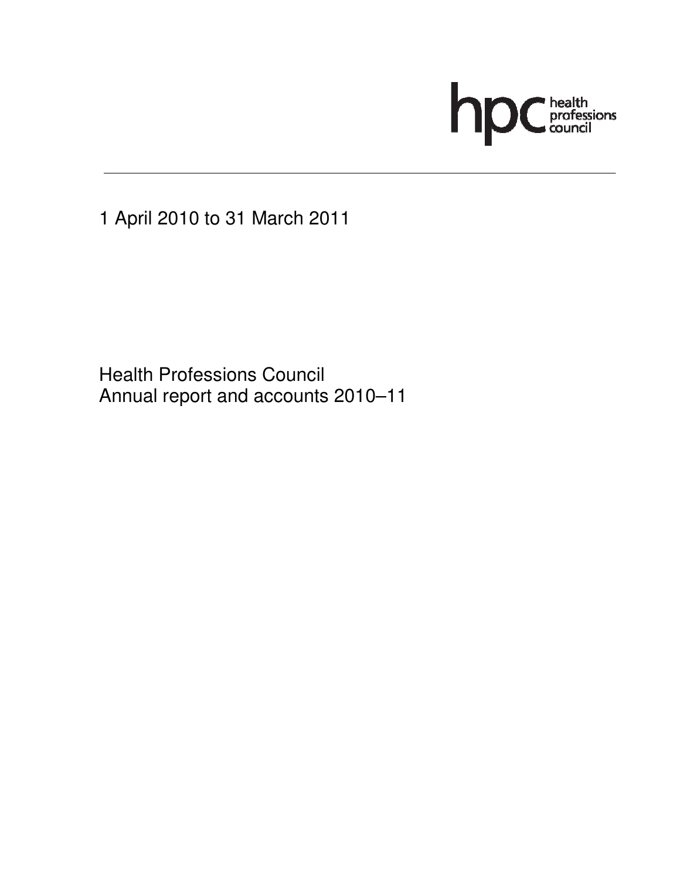hpc health professions council

1 April 2010 to 31 March 2011

Health Professions Council
Annual report and accounts 2010–11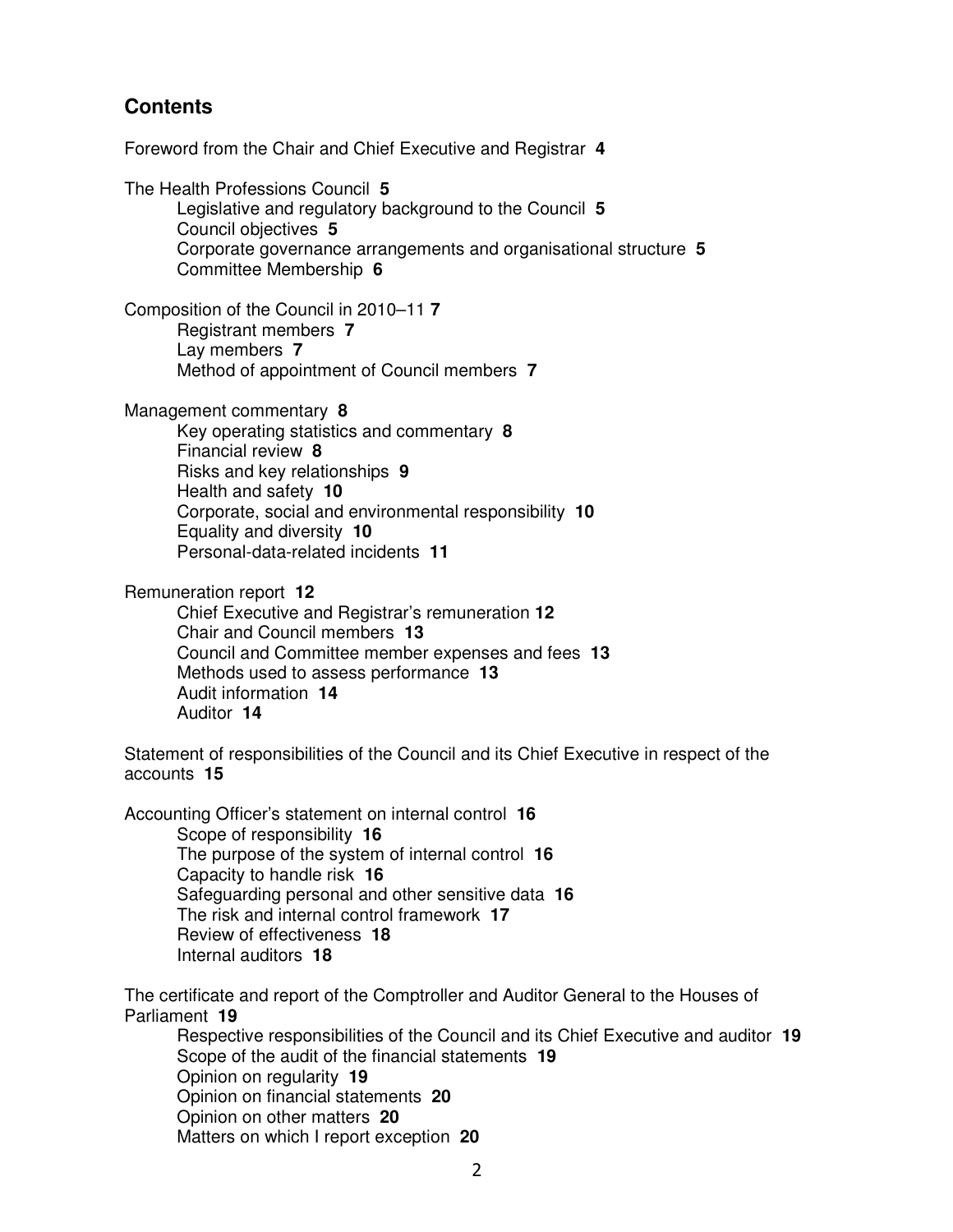## Contents

Foreword from the Chair and Chief Executive and Registrar **4**

The Health Professions Council **5**

- Legislative and regulatory background to the Council **5**
- Council objectives **5**
- Corporate governance arrangements and organisational structure **5**
- Committee Membership **6**

Composition of the Council in 2010–11 **7**

- Registrant members **7**
- Lay members **7**
- Method of appointment of Council members **7**

Management commentary **8**

- Key operating statistics and commentary **8**
- Financial review **8**
- Risks and key relationships **9**
- Health and safety **10**
- Corporate, social and environmental responsibility **10**
- Equality and diversity **10**
- Personal-data-related incidents **11**

Remuneration report **12**

- Chief Executive and Registrar's remuneration **12**
- Chair and Council members **13**
- Council and Committee member expenses and fees **13**
- Methods used to assess performance **13**
- Audit information **14**
- Auditor **14**

Statement of responsibilities of the Council and its Chief Executive in respect of the accounts **15**

Accounting Officer's statement on internal control **16**

- Scope of responsibility **16**
- The purpose of the system of internal control **16**
- Capacity to handle risk **16**
- Safeguarding personal and other sensitive data **16**
- The risk and internal control framework **17**
- Review of effectiveness **18**
- Internal auditors **18**

The certificate and report of the Comptroller and Auditor General to the Houses of Parliament **19**

- Respective responsibilities of the Council and its Chief Executive and auditor **19**
- Scope of the audit of the financial statements **19**
- Opinion on regularity **19**
- Opinion on financial statements **20**
- Opinion on other matters **20**
- Matters on which I report exception **20**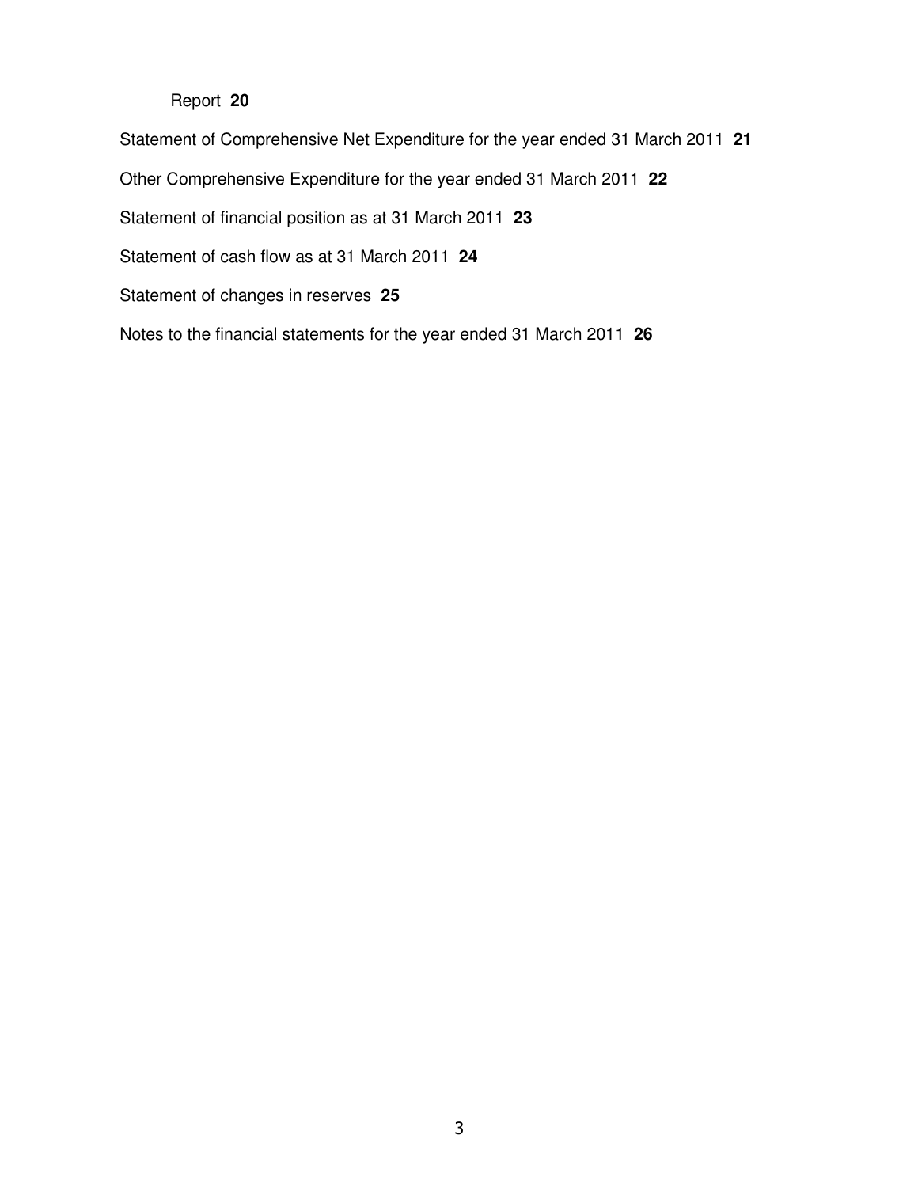Report **20**

Statement of Comprehensive Net Expenditure for the year ended 31 March 2011 **21**

Other Comprehensive Expenditure for the year ended 31 March 2011 **22**

Statement of financial position as at 31 March 2011 **23**

Statement of cash flow as at 31 March 2011 **24**

Statement of changes in reserves **25**

Notes to the financial statements for the year ended 31 March 2011 **26**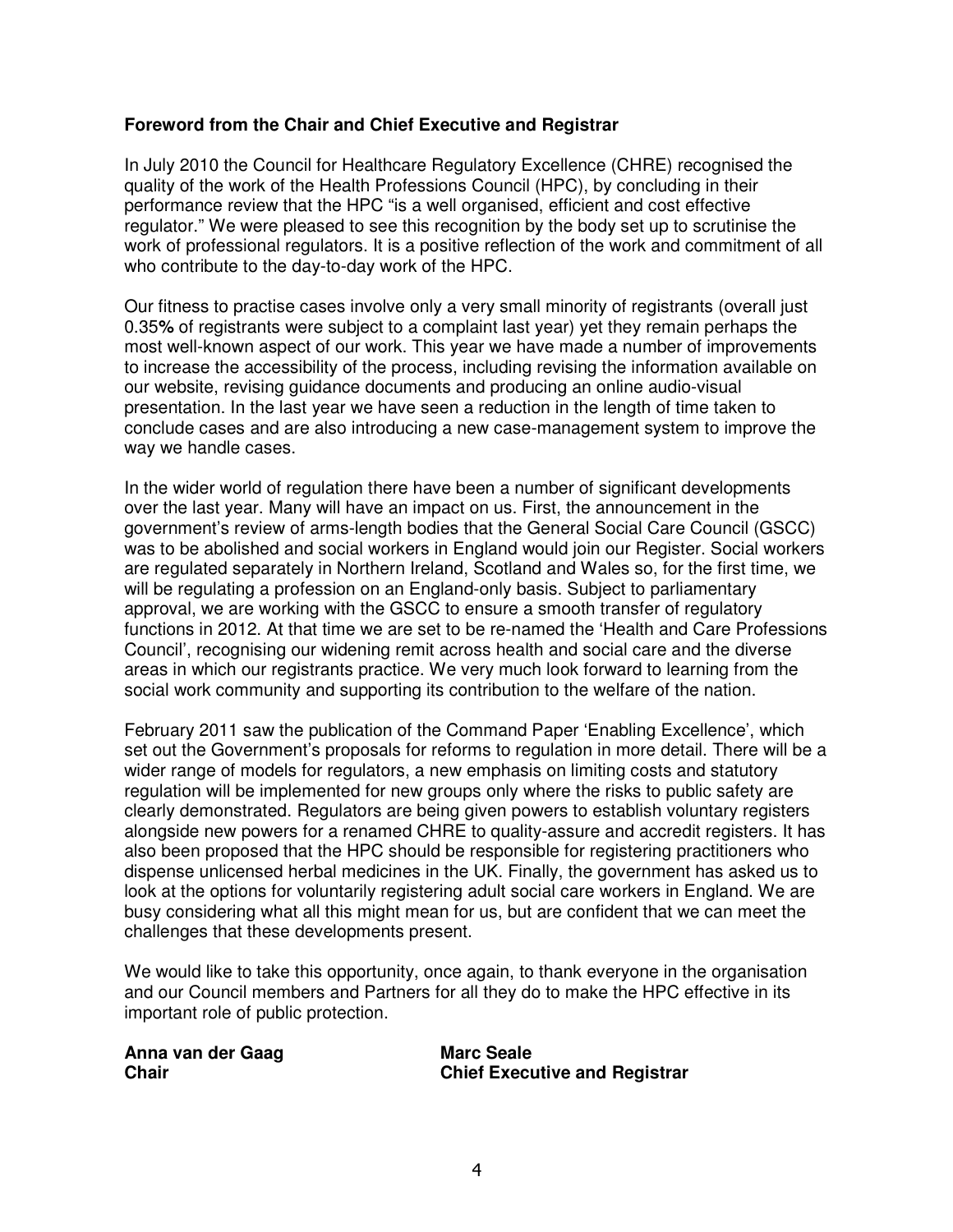**Foreword from the Chair and Chief Executive and Registrar**

In July 2010 the Council for Healthcare Regulatory Excellence (CHRE) recognised the quality of the work of the Health Professions Council (HPC), by concluding in their performance review that the HPC "is a well organised, efficient and cost effective regulator." We were pleased to see this recognition by the body set up to scrutinise the work of professional regulators. It is a positive reflection of the work and commitment of all who contribute to the day-to-day work of the HPC.

Our fitness to practise cases involve only a very small minority of registrants (overall just 0.35% of registrants were subject to a complaint last year) yet they remain perhaps the most well-known aspect of our work. This year we have made a number of improvements to increase the accessibility of the process, including revising the information available on our website, revising guidance documents and producing an online audio-visual presentation. In the last year we have seen a reduction in the length of time taken to conclude cases and are also introducing a new case-management system to improve the way we handle cases.

In the wider world of regulation there have been a number of significant developments over the last year. Many will have an impact on us. First, the announcement in the government's review of arms-length bodies that the General Social Care Council (GSCC) was to be abolished and social workers in England would join our Register. Social workers are regulated separately in Northern Ireland, Scotland and Wales so, for the first time, we will be regulating a profession on an England-only basis. Subject to parliamentary approval, we are working with the GSCC to ensure a smooth transfer of regulatory functions in 2012. At that time we are set to be re-named the 'Health and Care Professions Council', recognising our widening remit across health and social care and the diverse areas in which our registrants practice. We very much look forward to learning from the social work community and supporting its contribution to the welfare of the nation.

February 2011 saw the publication of the Command Paper 'Enabling Excellence', which set out the Government's proposals for reforms to regulation in more detail. There will be a wider range of models for regulators, a new emphasis on limiting costs and statutory regulation will be implemented for new groups only where the risks to public safety are clearly demonstrated. Regulators are being given powers to establish voluntary registers alongside new powers for a renamed CHRE to quality-assure and accredit registers. It has also been proposed that the HPC should be responsible for registering practitioners who dispense unlicensed herbal medicines in the UK. Finally, the government has asked us to look at the options for voluntarily registering adult social care workers in England. We are busy considering what all this might mean for us, but are confident that we can meet the challenges that these developments present.

We would like to take this opportunity, once again, to thank everyone in the organisation and our Council members and Partners for all they do to make the HPC effective in its important role of public protection.

**Anna van der Gaag**
**Chair**

**Marc Seale**
**Chief Executive and Registrar**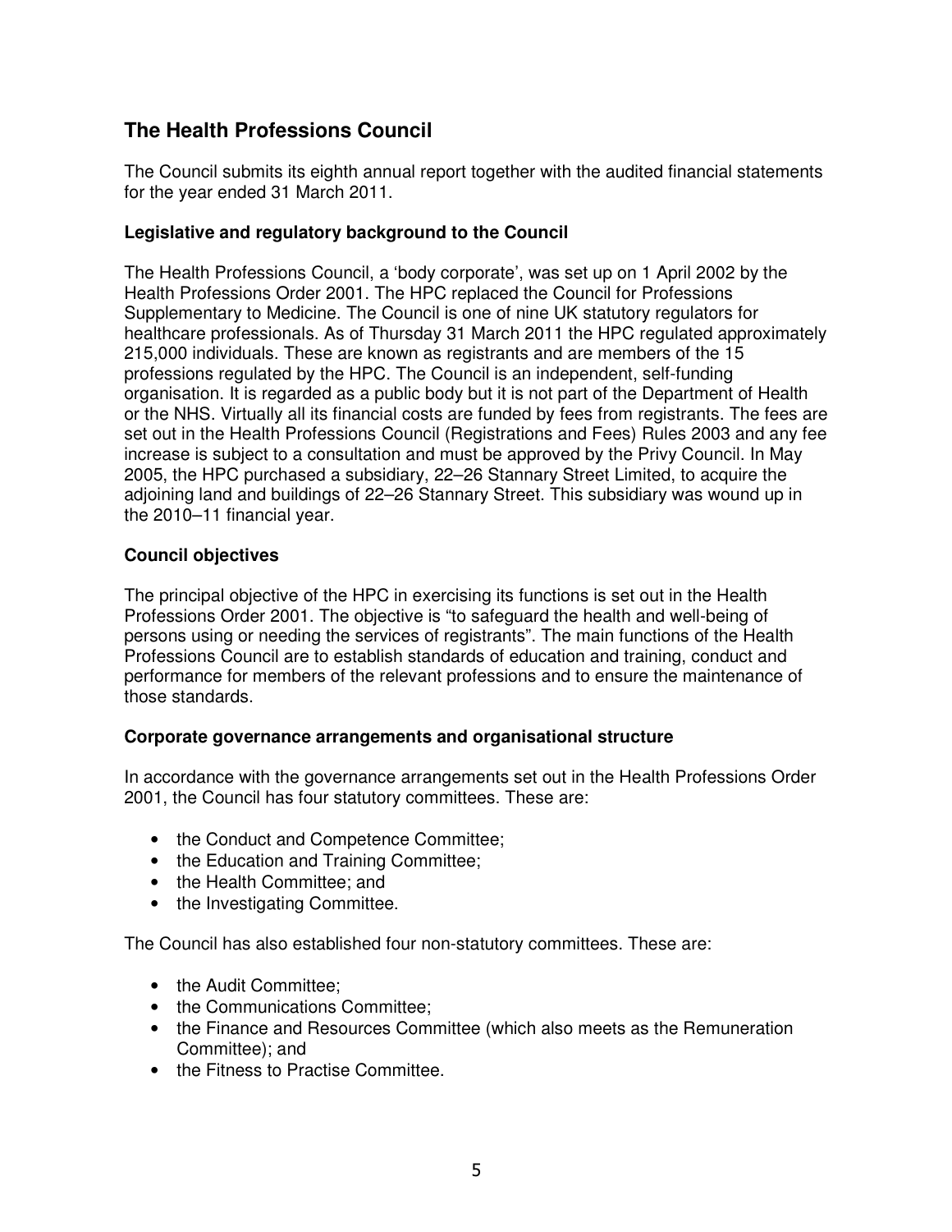## The Health Professions Council

The Council submits its eighth annual report together with the audited financial statements for the year ended 31 March 2011.

### Legislative and regulatory background to the Council

The Health Professions Council, a 'body corporate', was set up on 1 April 2002 by the Health Professions Order 2001. The HPC replaced the Council for Professions Supplementary to Medicine. The Council is one of nine UK statutory regulators for healthcare professionals. As of Thursday 31 March 2011 the HPC regulated approximately 215,000 individuals. These are known as registrants and are members of the 15 professions regulated by the HPC. The Council is an independent, self-funding organisation. It is regarded as a public body but it is not part of the Department of Health or the NHS. Virtually all its financial costs are funded by fees from registrants. The fees are set out in the Health Professions Council (Registrations and Fees) Rules 2003 and any fee increase is subject to a consultation and must be approved by the Privy Council. In May 2005, the HPC purchased a subsidiary, 22–26 Stannary Street Limited, to acquire the adjoining land and buildings of 22–26 Stannary Street. This subsidiary was wound up in the 2010–11 financial year.

### Council objectives

The principal objective of the HPC in exercising its functions is set out in the Health Professions Order 2001. The objective is "to safeguard the health and well-being of persons using or needing the services of registrants". The main functions of the Health Professions Council are to establish standards of education and training, conduct and performance for members of the relevant professions and to ensure the maintenance of those standards.

### Corporate governance arrangements and organisational structure

In accordance with the governance arrangements set out in the Health Professions Order 2001, the Council has four statutory committees. These are:

- the Conduct and Competence Committee;
- the Education and Training Committee;
- the Health Committee; and
- the Investigating Committee.

The Council has also established four non-statutory committees. These are:

- the Audit Committee;
- the Communications Committee;
- the Finance and Resources Committee (which also meets as the Remuneration Committee); and
- the Fitness to Practise Committee.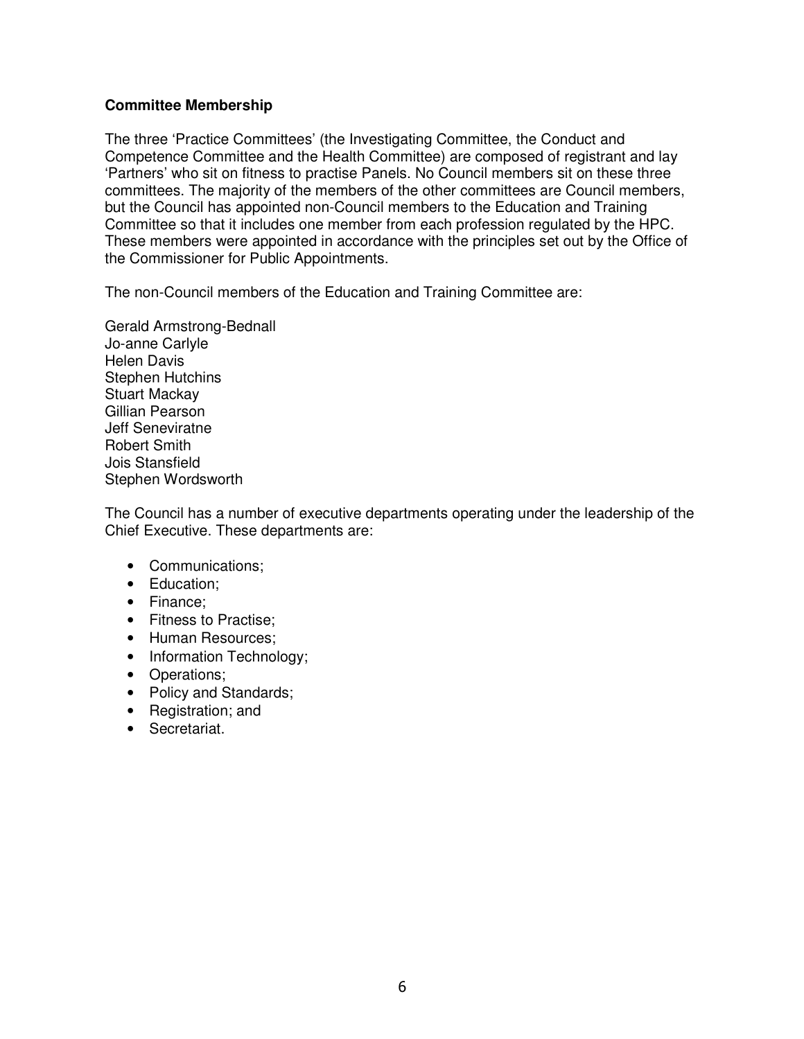**Committee Membership**

The three 'Practice Committees' (the Investigating Committee, the Conduct and Competence Committee and the Health Committee) are composed of registrant and lay 'Partners' who sit on fitness to practise Panels. No Council members sit on these three committees. The majority of the members of the other committees are Council members, but the Council has appointed non-Council members to the Education and Training Committee so that it includes one member from each profession regulated by the HPC. These members were appointed in accordance with the principles set out by the Office of the Commissioner for Public Appointments.

The non-Council members of the Education and Training Committee are:

Gerald Armstrong-Bednall
Jo-anne Carlyle
Helen Davis
Stephen Hutchins
Stuart Mackay
Gillian Pearson
Jeff Seneviratne
Robert Smith
Jois Stansfield
Stephen Wordsworth

The Council has a number of executive departments operating under the leadership of the Chief Executive. These departments are:

- Communications;
- Education;
- Finance;
- Fitness to Practise;
- Human Resources;
- Information Technology;
- Operations;
- Policy and Standards;
- Registration; and
- Secretariat.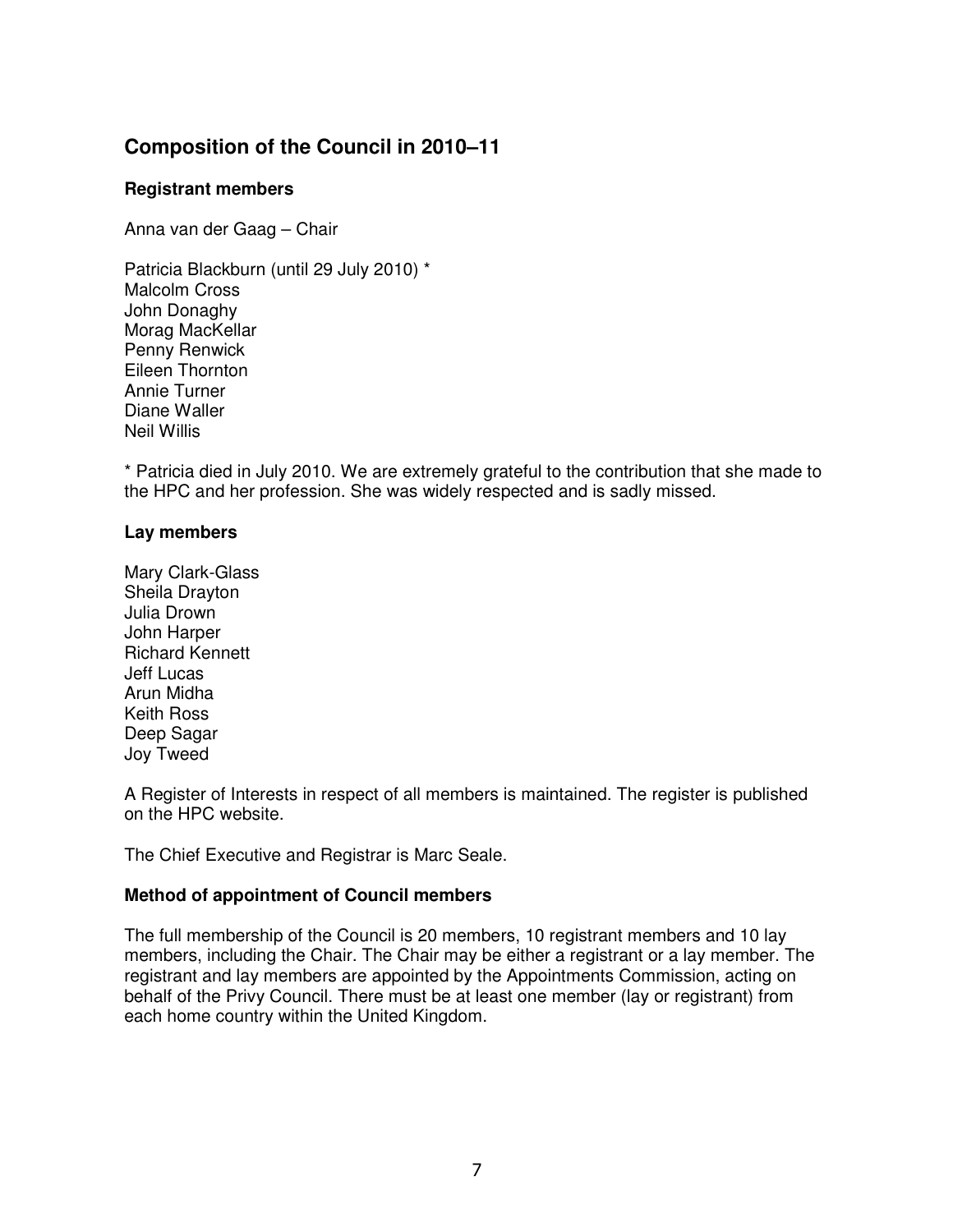## Composition of the Council in 2010–11

### Registrant members

Anna van der Gaag – Chair

Patricia Blackburn (until 29 July 2010) *
Malcolm Cross
John Donaghy
Morag MacKellar
Penny Renwick
Eileen Thornton
Annie Turner
Diane Waller
Neil Willis

* Patricia died in July 2010. We are extremely grateful to the contribution that she made to the HPC and her profession. She was widely respected and is sadly missed.

### Lay members

Mary Clark-Glass
Sheila Drayton
Julia Drown
John Harper
Richard Kennett
Jeff Lucas
Arun Midha
Keith Ross
Deep Sagar
Joy Tweed

A Register of Interests in respect of all members is maintained. The register is published on the HPC website.

The Chief Executive and Registrar is Marc Seale.

### Method of appointment of Council members

The full membership of the Council is 20 members, 10 registrant members and 10 lay members, including the Chair. The Chair may be either a registrant or a lay member. The registrant and lay members are appointed by the Appointments Commission, acting on behalf of the Privy Council. There must be at least one member (lay or registrant) from each home country within the United Kingdom.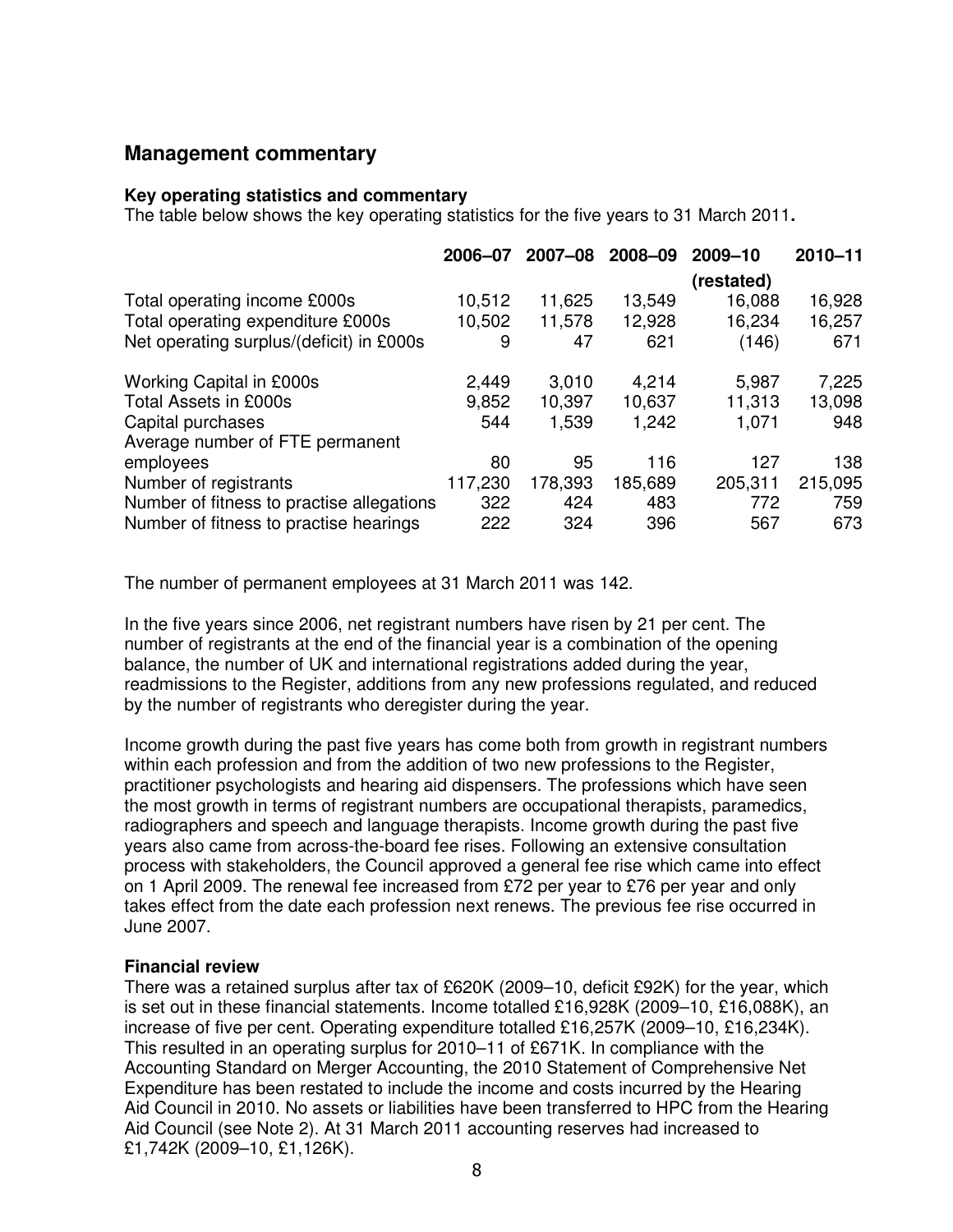## Management commentary

### Key operating statistics and commentary

The table below shows the key operating statistics for the five years to 31 March 2011**.**

| | 2006–07 | 2007–08 | 2008–09 | 2009–10 (restated) | 2010–11 |
|---|---|---|---|---|---|
| Total operating income £000s | 10,512 | 11,625 | 13,549 | 16,088 | 16,928 |
| Total operating expenditure £000s | 10,502 | 11,578 | 12,928 | 16,234 | 16,257 |
| Net operating surplus/(deficit) in £000s | 9 | 47 | 621 | (146) | 671 |
| Working Capital in £000s | 2,449 | 3,010 | 4,214 | 5,987 | 7,225 |
| Total Assets in £000s | 9,852 | 10,397 | 10,637 | 11,313 | 13,098 |
| Capital purchases | 544 | 1,539 | 1,242 | 1,071 | 948 |
| Average number of FTE permanent employees | 80 | 95 | 116 | 127 | 138 |
| Number of registrants | 117,230 | 178,393 | 185,689 | 205,311 | 215,095 |
| Number of fitness to practise allegations | 322 | 424 | 483 | 772 | 759 |
| Number of fitness to practise hearings | 222 | 324 | 396 | 567 | 673 |

The number of permanent employees at 31 March 2011 was 142.

In the five years since 2006, net registrant numbers have risen by 21 per cent. The number of registrants at the end of the financial year is a combination of the opening balance, the number of UK and international registrations added during the year, readmissions to the Register, additions from any new professions regulated, and reduced by the number of registrants who deregister during the year.

Income growth during the past five years has come both from growth in registrant numbers within each profession and from the addition of two new professions to the Register, practitioner psychologists and hearing aid dispensers. The professions which have seen the most growth in terms of registrant numbers are occupational therapists, paramedics, radiographers and speech and language therapists. Income growth during the past five years also came from across-the-board fee rises. Following an extensive consultation process with stakeholders, the Council approved a general fee rise which came into effect on 1 April 2009. The renewal fee increased from £72 per year to £76 per year and only takes effect from the date each profession next renews. The previous fee rise occurred in June 2007.

### Financial review

There was a retained surplus after tax of £620K (2009–10, deficit £92K) for the year, which is set out in these financial statements. Income totalled £16,928K (2009–10, £16,088K), an increase of five per cent. Operating expenditure totalled £16,257K (2009–10, £16,234K). This resulted in an operating surplus for 2010–11 of £671K. In compliance with the Accounting Standard on Merger Accounting, the 2010 Statement of Comprehensive Net Expenditure has been restated to include the income and costs incurred by the Hearing Aid Council in 2010. No assets or liabilities have been transferred to HPC from the Hearing Aid Council (see Note 2). At 31 March 2011 accounting reserves had increased to £1,742K (2009–10, £1,126K).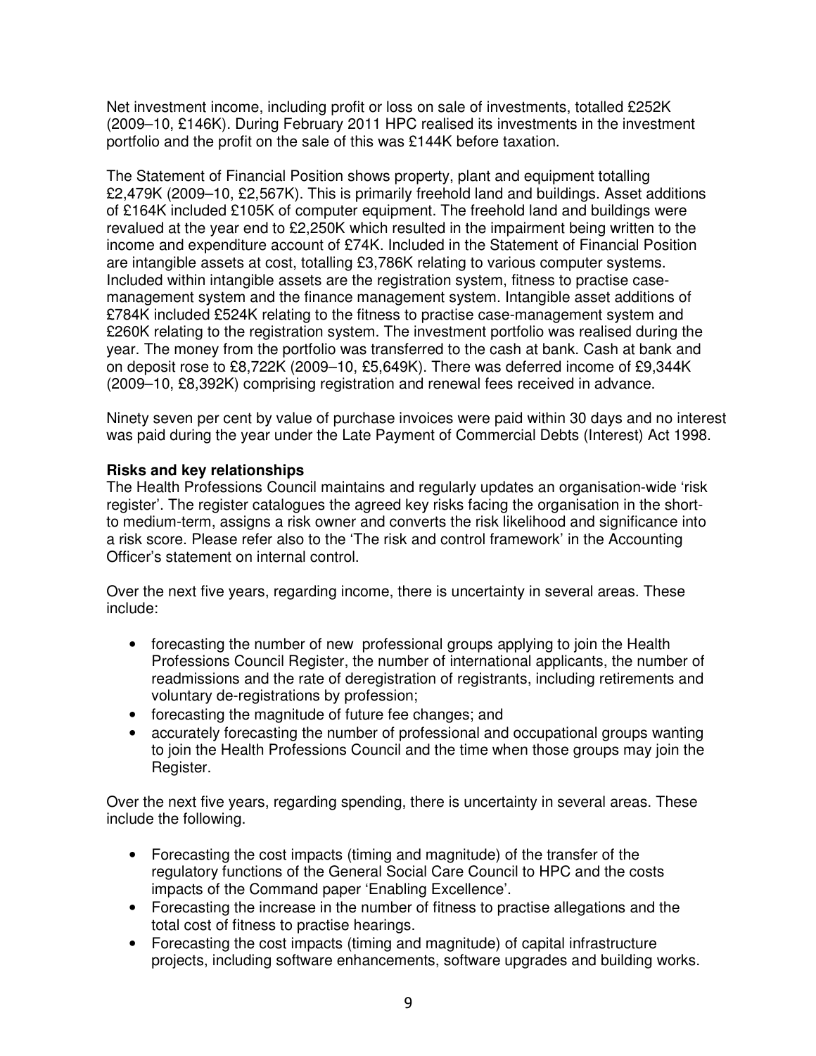Net investment income, including profit or loss on sale of investments, totalled £252K (2009–10, £146K). During February 2011 HPC realised its investments in the investment portfolio and the profit on the sale of this was £144K before taxation.

The Statement of Financial Position shows property, plant and equipment totalling £2,479K (2009–10, £2,567K). This is primarily freehold land and buildings. Asset additions of £164K included £105K of computer equipment. The freehold land and buildings were revalued at the year end to £2,250K which resulted in the impairment being written to the income and expenditure account of £74K. Included in the Statement of Financial Position are intangible assets at cost, totalling £3,786K relating to various computer systems. Included within intangible assets are the registration system, fitness to practise case-management system and the finance management system. Intangible asset additions of £784K included £524K relating to the fitness to practise case-management system and £260K relating to the registration system. The investment portfolio was realised during the year. The money from the portfolio was transferred to the cash at bank. Cash at bank and on deposit rose to £8,722K (2009–10, £5,649K). There was deferred income of £9,344K (2009–10, £8,392K) comprising registration and renewal fees received in advance.

Ninety seven per cent by value of purchase invoices were paid within 30 days and no interest was paid during the year under the Late Payment of Commercial Debts (Interest) Act 1998.

**Risks and key relationships**

The Health Professions Council maintains and regularly updates an organisation-wide 'risk register'. The register catalogues the agreed key risks facing the organisation in the short- to medium-term, assigns a risk owner and converts the risk likelihood and significance into a risk score. Please refer also to the 'The risk and control framework' in the Accounting Officer's statement on internal control.

Over the next five years, regarding income, there is uncertainty in several areas. These include:

- forecasting the number of new professional groups applying to join the Health Professions Council Register, the number of international applicants, the number of readmissions and the rate of deregistration of registrants, including retirements and voluntary de-registrations by profession;
- forecasting the magnitude of future fee changes; and
- accurately forecasting the number of professional and occupational groups wanting to join the Health Professions Council and the time when those groups may join the Register.

Over the next five years, regarding spending, there is uncertainty in several areas. These include the following.

- Forecasting the cost impacts (timing and magnitude) of the transfer of the regulatory functions of the General Social Care Council to HPC and the costs impacts of the Command paper 'Enabling Excellence'.
- Forecasting the increase in the number of fitness to practise allegations and the total cost of fitness to practise hearings.
- Forecasting the cost impacts (timing and magnitude) of capital infrastructure projects, including software enhancements, software upgrades and building works.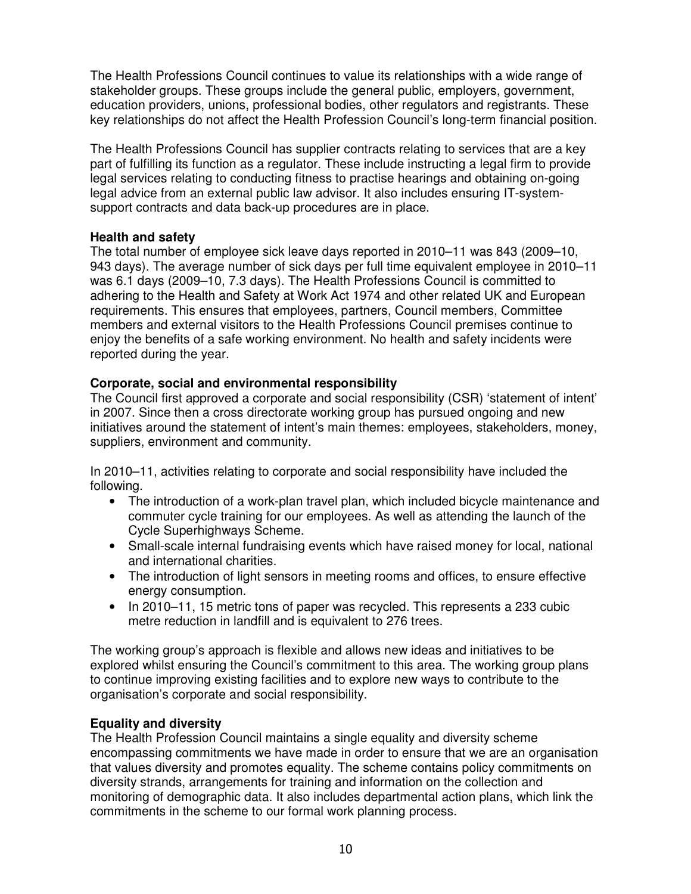The Health Professions Council continues to value its relationships with a wide range of stakeholder groups. These groups include the general public, employers, government, education providers, unions, professional bodies, other regulators and registrants. These key relationships do not affect the Health Profession Council's long-term financial position.

The Health Professions Council has supplier contracts relating to services that are a key part of fulfilling its function as a regulator. These include instructing a legal firm to provide legal services relating to conducting fitness to practise hearings and obtaining on-going legal advice from an external public law advisor. It also includes ensuring IT-system-support contracts and data back-up procedures are in place.

**Health and safety**

The total number of employee sick leave days reported in 2010–11 was 843 (2009–10, 943 days). The average number of sick days per full time equivalent employee in 2010–11 was 6.1 days (2009–10, 7.3 days). The Health Professions Council is committed to adhering to the Health and Safety at Work Act 1974 and other related UK and European requirements. This ensures that employees, partners, Council members, Committee members and external visitors to the Health Professions Council premises continue to enjoy the benefits of a safe working environment. No health and safety incidents were reported during the year.

**Corporate, social and environmental responsibility**

The Council first approved a corporate and social responsibility (CSR) 'statement of intent' in 2007. Since then a cross directorate working group has pursued ongoing and new initiatives around the statement of intent's main themes: employees, stakeholders, money, suppliers, environment and community.

In 2010–11, activities relating to corporate and social responsibility have included the following.

- The introduction of a work-plan travel plan, which included bicycle maintenance and commuter cycle training for our employees. As well as attending the launch of the Cycle Superhighways Scheme.
- Small-scale internal fundraising events which have raised money for local, national and international charities.
- The introduction of light sensors in meeting rooms and offices, to ensure effective energy consumption.
- In 2010–11, 15 metric tons of paper was recycled. This represents a 233 cubic metre reduction in landfill and is equivalent to 276 trees.

The working group's approach is flexible and allows new ideas and initiatives to be explored whilst ensuring the Council's commitment to this area. The working group plans to continue improving existing facilities and to explore new ways to contribute to the organisation's corporate and social responsibility.

**Equality and diversity**

The Health Profession Council maintains a single equality and diversity scheme encompassing commitments we have made in order to ensure that we are an organisation that values diversity and promotes equality. The scheme contains policy commitments on diversity strands, arrangements for training and information on the collection and monitoring of demographic data. It also includes departmental action plans, which link the commitments in the scheme to our formal work planning process.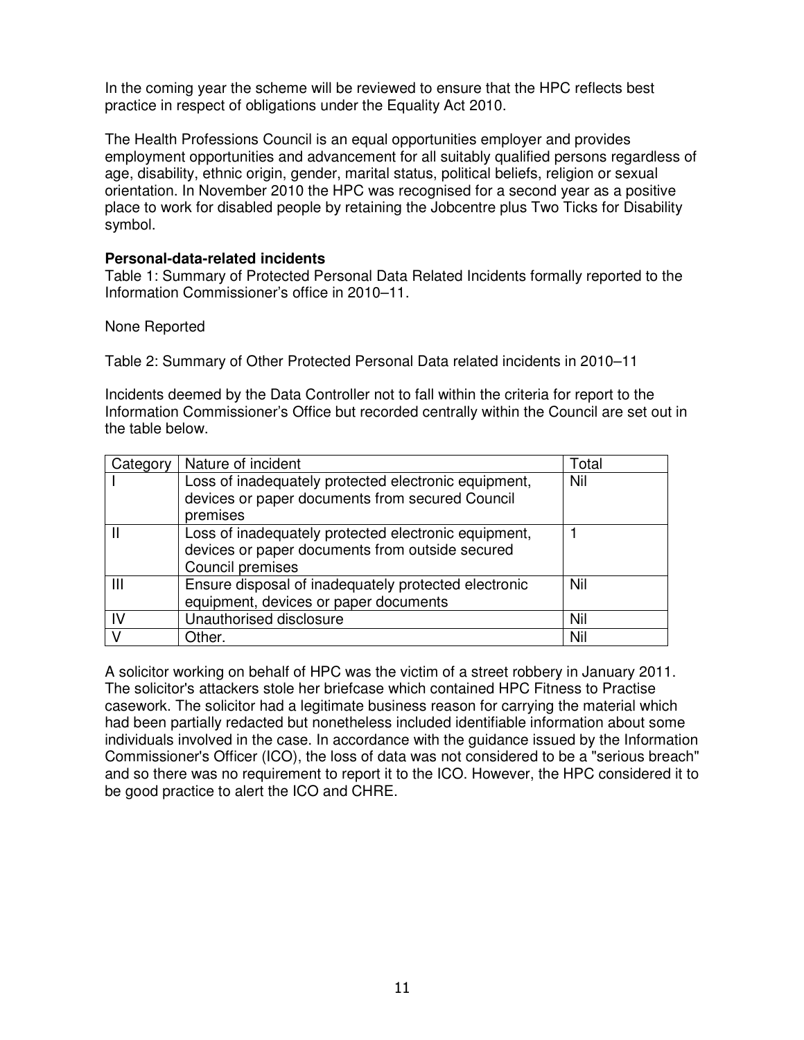In the coming year the scheme will be reviewed to ensure that the HPC reflects best practice in respect of obligations under the Equality Act 2010.

The Health Professions Council is an equal opportunities employer and provides employment opportunities and advancement for all suitably qualified persons regardless of age, disability, ethnic origin, gender, marital status, political beliefs, religion or sexual orientation. In November 2010 the HPC was recognised for a second year as a positive place to work for disabled people by retaining the Jobcentre plus Two Ticks for Disability symbol.

**Personal-data-related incidents**

Table 1: Summary of Protected Personal Data Related Incidents formally reported to the Information Commissioner's office in 2010–11.

None Reported

Table 2: Summary of Other Protected Personal Data related incidents in 2010–11

Incidents deemed by the Data Controller not to fall within the criteria for report to the Information Commissioner's Office but recorded centrally within the Council are set out in the table below.

| Category | Nature of incident | Total |
|---|---|---|
| I | Loss of inadequately protected electronic equipment, devices or paper documents from secured Council premises | Nil |
| II | Loss of inadequately protected electronic equipment, devices or paper documents from outside secured Council premises | 1 |
| III | Ensure disposal of inadequately protected electronic equipment, devices or paper documents | Nil |
| IV | Unauthorised disclosure | Nil |
| V | Other. | Nil |

A solicitor working on behalf of HPC was the victim of a street robbery in January 2011. The solicitor's attackers stole her briefcase which contained HPC Fitness to Practise casework. The solicitor had a legitimate business reason for carrying the material which had been partially redacted but nonetheless included identifiable information about some individuals involved in the case. In accordance with the guidance issued by the Information Commissioner's Officer (ICO), the loss of data was not considered to be a "serious breach" and so there was no requirement to report it to the ICO. However, the HPC considered it to be good practice to alert the ICO and CHRE.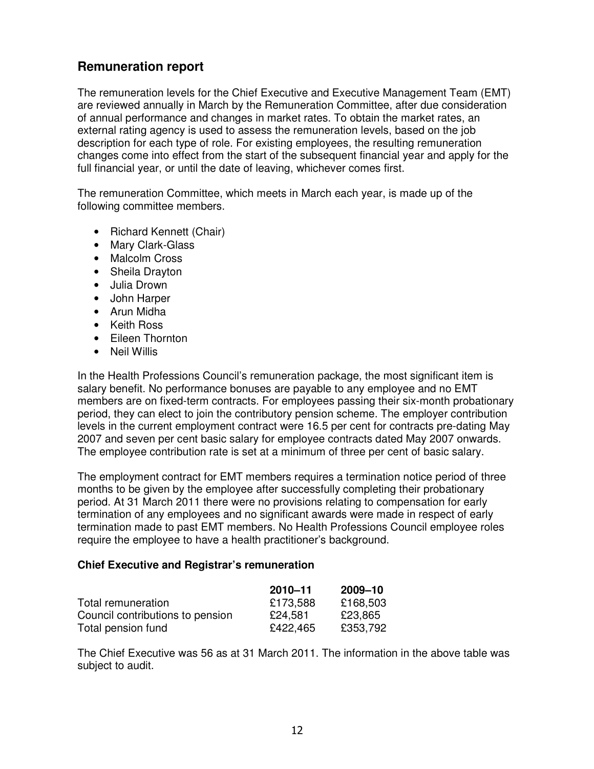## Remuneration report

The remuneration levels for the Chief Executive and Executive Management Team (EMT) are reviewed annually in March by the Remuneration Committee, after due consideration of annual performance and changes in market rates. To obtain the market rates, an external rating agency is used to assess the remuneration levels, based on the job description for each type of role. For existing employees, the resulting remuneration changes come into effect from the start of the subsequent financial year and apply for the full financial year, or until the date of leaving, whichever comes first.

The remuneration Committee, which meets in March each year, is made up of the following committee members.

- Richard Kennett (Chair)
- Mary Clark-Glass
- Malcolm Cross
- Sheila Drayton
- Julia Drown
- John Harper
- Arun Midha
- Keith Ross
- Eileen Thornton
- Neil Willis

In the Health Professions Council's remuneration package, the most significant item is salary benefit. No performance bonuses are payable to any employee and no EMT members are on fixed-term contracts. For employees passing their six-month probationary period, they can elect to join the contributory pension scheme. The employer contribution levels in the current employment contract were 16.5 per cent for contracts pre-dating May 2007 and seven per cent basic salary for employee contracts dated May 2007 onwards. The employee contribution rate is set at a minimum of three per cent of basic salary.

The employment contract for EMT members requires a termination notice period of three months to be given by the employee after successfully completing their probationary period. At 31 March 2011 there were no provisions relating to compensation for early termination of any employees and no significant awards were made in respect of early termination made to past EMT members. No Health Professions Council employee roles require the employee to have a health practitioner's background.

**Chief Executive and Registrar's remuneration**

| | **2010–11** | **2009–10** |
|---|---|---|
| Total remuneration | £173,588 | £168,503 |
| Council contributions to pension | £24,581 | £23,865 |
| Total pension fund | £422,465 | £353,792 |

The Chief Executive was 56 as at 31 March 2011. The information in the above table was subject to audit.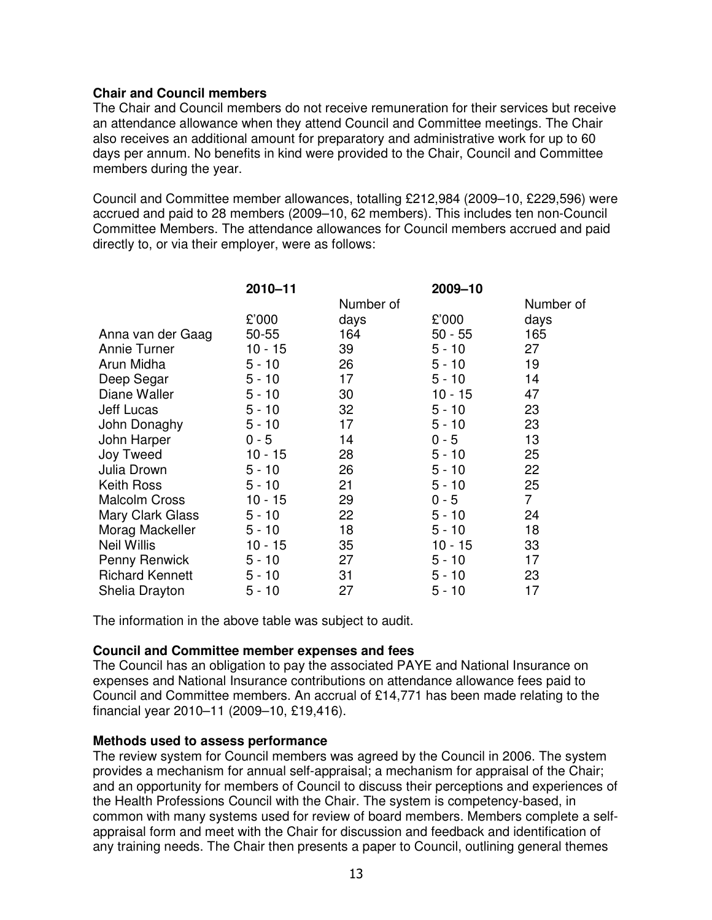**Chair and Council members**

The Chair and Council members do not receive remuneration for their services but receive an attendance allowance when they attend Council and Committee meetings. The Chair also receives an additional amount for preparatory and administrative work for up to 60 days per annum. No benefits in kind were provided to the Chair, Council and Committee members during the year.

Council and Committee member allowances, totalling £212,984 (2009–10, £229,596) were accrued and paid to 28 members (2009–10, 62 members). This includes ten non-Council Committee Members. The attendance allowances for Council members accrued and paid directly to, or via their employer, were as follows:

| | 2010–11 | | 2009–10 | |
|---|---|---|---|---|
| | £'000 | Number of days | £'000 | Number of days |
| Anna van der Gaag | 50-55 | 164 | 50 - 55 | 165 |
| Annie Turner | 10 - 15 | 39 | 5 - 10 | 27 |
| Arun Midha | 5 - 10 | 26 | 5 - 10 | 19 |
| Deep Segar | 5 - 10 | 17 | 5 - 10 | 14 |
| Diane Waller | 5 - 10 | 30 | 10 - 15 | 47 |
| Jeff Lucas | 5 - 10 | 32 | 5 - 10 | 23 |
| John Donaghy | 5 - 10 | 17 | 5 - 10 | 23 |
| John Harper | 0 - 5 | 14 | 0 - 5 | 13 |
| Joy Tweed | 10 - 15 | 28 | 5 - 10 | 25 |
| Julia Drown | 5 - 10 | 26 | 5 - 10 | 22 |
| Keith Ross | 5 - 10 | 21 | 5 - 10 | 25 |
| Malcolm Cross | 10 - 15 | 29 | 0 - 5 | 7 |
| Mary Clark Glass | 5 - 10 | 22 | 5 - 10 | 24 |
| Morag Mackeller | 5 - 10 | 18 | 5 - 10 | 18 |
| Neil Willis | 10 - 15 | 35 | 10 - 15 | 33 |
| Penny Renwick | 5 - 10 | 27 | 5 - 10 | 17 |
| Richard Kennett | 5 - 10 | 31 | 5 - 10 | 23 |
| Shelia Drayton | 5 - 10 | 27 | 5 - 10 | 17 |

The information in the above table was subject to audit.

**Council and Committee member expenses and fees**

The Council has an obligation to pay the associated PAYE and National Insurance on expenses and National Insurance contributions on attendance allowance fees paid to Council and Committee members. An accrual of £14,771 has been made relating to the financial year 2010–11 (2009–10, £19,416).

**Methods used to assess performance**

The review system for Council members was agreed by the Council in 2006. The system provides a mechanism for annual self-appraisal; a mechanism for appraisal of the Chair; and an opportunity for members of Council to discuss their perceptions and experiences of the Health Professions Council with the Chair. The system is competency-based, in common with many systems used for review of board members. Members complete a self-appraisal form and meet with the Chair for discussion and feedback and identification of any training needs. The Chair then presents a paper to Council, outlining general themes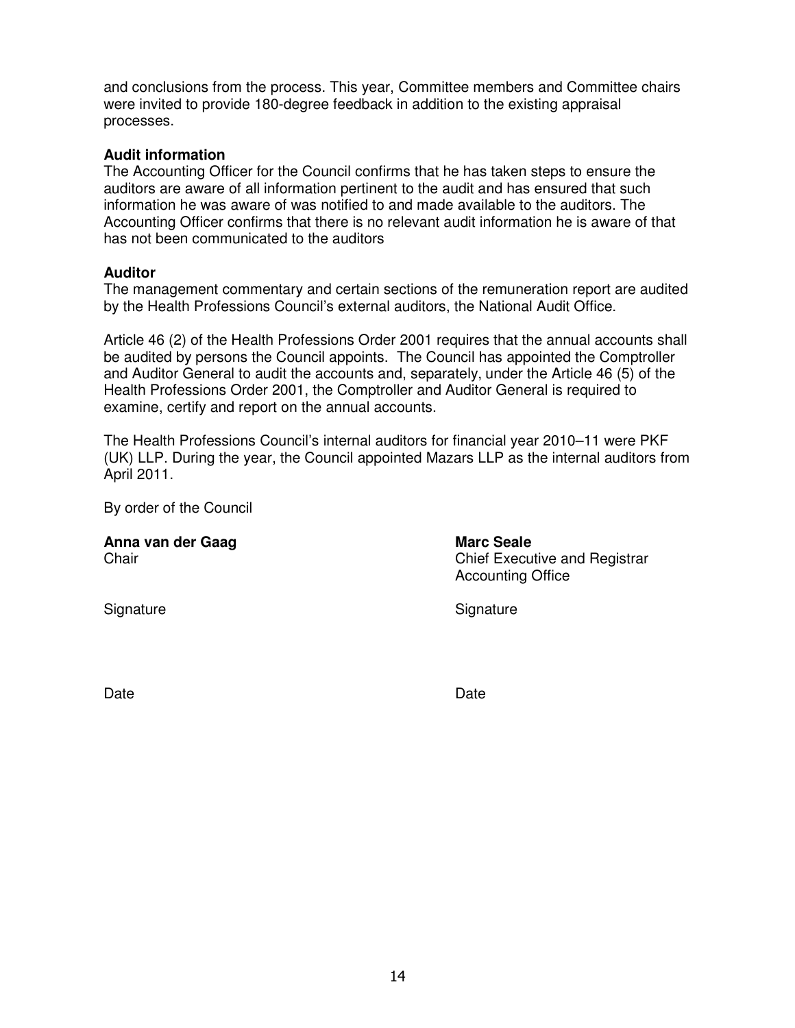and conclusions from the process. This year, Committee members and Committee chairs were invited to provide 180-degree feedback in addition to the existing appraisal processes.

**Audit information**

The Accounting Officer for the Council confirms that he has taken steps to ensure the auditors are aware of all information pertinent to the audit and has ensured that such information he was aware of was notified to and made available to the auditors. The Accounting Officer confirms that there is no relevant audit information he is aware of that has not been communicated to the auditors

**Auditor**

The management commentary and certain sections of the remuneration report are audited by the Health Professions Council's external auditors, the National Audit Office.

Article 46 (2) of the Health Professions Order 2001 requires that the annual accounts shall be audited by persons the Council appoints. The Council has appointed the Comptroller and Auditor General to audit the accounts and, separately, under the Article 46 (5) of the Health Professions Order 2001, the Comptroller and Auditor General is required to examine, certify and report on the annual accounts.

The Health Professions Council's internal auditors for financial year 2010–11 were PKF (UK) LLP. During the year, the Council appointed Mazars LLP as the internal auditors from April 2011.

By order of the Council

**Anna van der Gaag**
Chair

Signature

Date

**Marc Seale**
Chief Executive and Registrar
Accounting Office

Signature

Date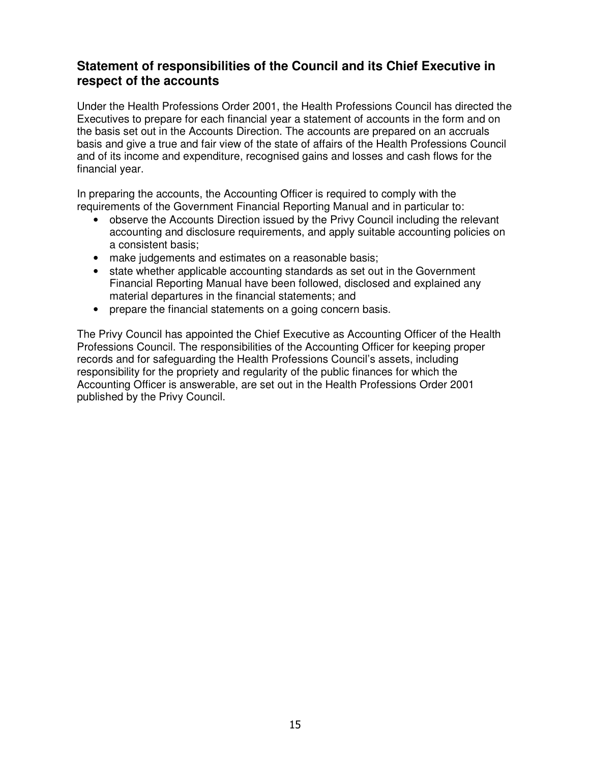## Statement of responsibilities of the Council and its Chief Executive in respect of the accounts

Under the Health Professions Order 2001, the Health Professions Council has directed the Executives to prepare for each financial year a statement of accounts in the form and on the basis set out in the Accounts Direction. The accounts are prepared on an accruals basis and give a true and fair view of the state of affairs of the Health Professions Council and of its income and expenditure, recognised gains and losses and cash flows for the financial year.

In preparing the accounts, the Accounting Officer is required to comply with the requirements of the Government Financial Reporting Manual and in particular to:

- observe the Accounts Direction issued by the Privy Council including the relevant accounting and disclosure requirements, and apply suitable accounting policies on a consistent basis;
- make judgements and estimates on a reasonable basis;
- state whether applicable accounting standards as set out in the Government Financial Reporting Manual have been followed, disclosed and explained any material departures in the financial statements; and
- prepare the financial statements on a going concern basis.

The Privy Council has appointed the Chief Executive as Accounting Officer of the Health Professions Council. The responsibilities of the Accounting Officer for keeping proper records and for safeguarding the Health Professions Council's assets, including responsibility for the propriety and regularity of the public finances for which the Accounting Officer is answerable, are set out in the Health Professions Order 2001 published by the Privy Council.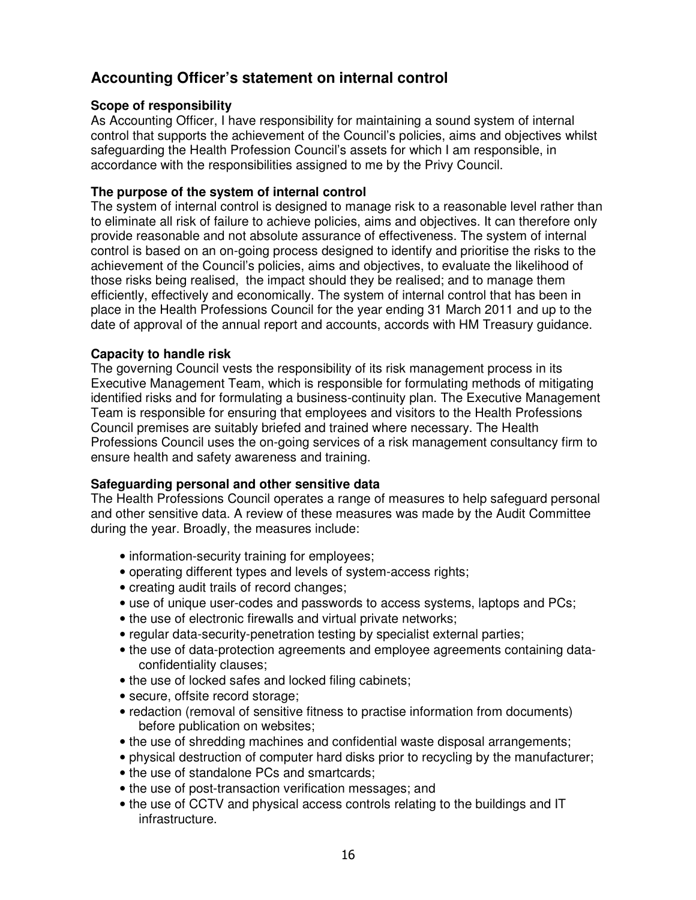## Accounting Officer's statement on internal control

**Scope of responsibility**

As Accounting Officer, I have responsibility for maintaining a sound system of internal control that supports the achievement of the Council's policies, aims and objectives whilst safeguarding the Health Profession Council's assets for which I am responsible, in accordance with the responsibilities assigned to me by the Privy Council.

**The purpose of the system of internal control**

The system of internal control is designed to manage risk to a reasonable level rather than to eliminate all risk of failure to achieve policies, aims and objectives. It can therefore only provide reasonable and not absolute assurance of effectiveness. The system of internal control is based on an on-going process designed to identify and prioritise the risks to the achievement of the Council's policies, aims and objectives, to evaluate the likelihood of those risks being realised, the impact should they be realised; and to manage them efficiently, effectively and economically. The system of internal control that has been in place in the Health Professions Council for the year ending 31 March 2011 and up to the date of approval of the annual report and accounts, accords with HM Treasury guidance.

**Capacity to handle risk**

The governing Council vests the responsibility of its risk management process in its Executive Management Team, which is responsible for formulating methods of mitigating identified risks and for formulating a business-continuity plan. The Executive Management Team is responsible for ensuring that employees and visitors to the Health Professions Council premises are suitably briefed and trained where necessary. The Health Professions Council uses the on-going services of a risk management consultancy firm to ensure health and safety awareness and training.

**Safeguarding personal and other sensitive data**

The Health Professions Council operates a range of measures to help safeguard personal and other sensitive data. A review of these measures was made by the Audit Committee during the year. Broadly, the measures include:

- information-security training for employees;
- operating different types and levels of system-access rights;
- creating audit trails of record changes;
- use of unique user-codes and passwords to access systems, laptops and PCs;
- the use of electronic firewalls and virtual private networks;
- regular data-security-penetration testing by specialist external parties;
- the use of data-protection agreements and employee agreements containing data-confidentiality clauses;
- the use of locked safes and locked filing cabinets;
- secure, offsite record storage;
- redaction (removal of sensitive fitness to practise information from documents) before publication on websites;
- the use of shredding machines and confidential waste disposal arrangements;
- physical destruction of computer hard disks prior to recycling by the manufacturer;
- the use of standalone PCs and smartcards;
- the use of post-transaction verification messages; and
- the use of CCTV and physical access controls relating to the buildings and IT infrastructure.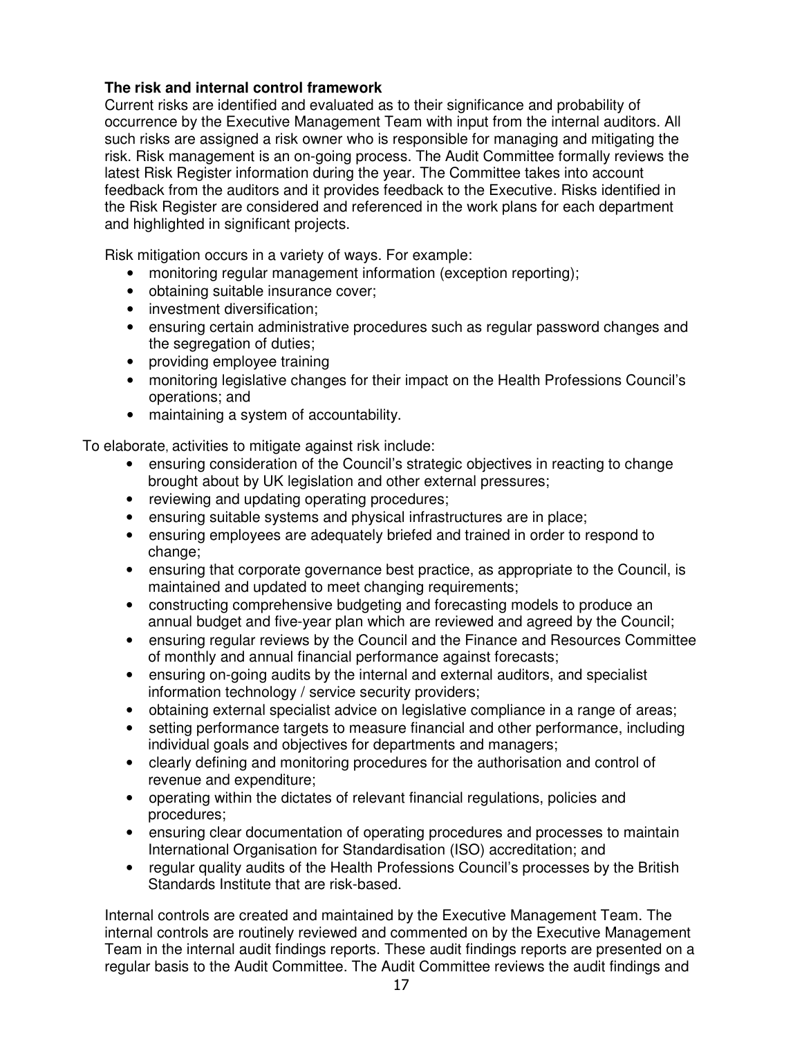**The risk and internal control framework**

Current risks are identified and evaluated as to their significance and probability of occurrence by the Executive Management Team with input from the internal auditors. All such risks are assigned a risk owner who is responsible for managing and mitigating the risk. Risk management is an on-going process. The Audit Committee formally reviews the latest Risk Register information during the year. The Committee takes into account feedback from the auditors and it provides feedback to the Executive. Risks identified in the Risk Register are considered and referenced in the work plans for each department and highlighted in significant projects.

Risk mitigation occurs in a variety of ways. For example:

- monitoring regular management information (exception reporting);
- obtaining suitable insurance cover;
- investment diversification;
- ensuring certain administrative procedures such as regular password changes and the segregation of duties;
- providing employee training
- monitoring legislative changes for their impact on the Health Professions Council's operations; and
- maintaining a system of accountability.

To elaborate, activities to mitigate against risk include:

- ensuring consideration of the Council's strategic objectives in reacting to change brought about by UK legislation and other external pressures;
- reviewing and updating operating procedures;
- ensuring suitable systems and physical infrastructures are in place;
- ensuring employees are adequately briefed and trained in order to respond to change;
- ensuring that corporate governance best practice, as appropriate to the Council, is maintained and updated to meet changing requirements;
- constructing comprehensive budgeting and forecasting models to produce an annual budget and five-year plan which are reviewed and agreed by the Council;
- ensuring regular reviews by the Council and the Finance and Resources Committee of monthly and annual financial performance against forecasts;
- ensuring on-going audits by the internal and external auditors, and specialist information technology / service security providers;
- obtaining external specialist advice on legislative compliance in a range of areas;
- setting performance targets to measure financial and other performance, including individual goals and objectives for departments and managers;
- clearly defining and monitoring procedures for the authorisation and control of revenue and expenditure;
- operating within the dictates of relevant financial regulations, policies and procedures;
- ensuring clear documentation of operating procedures and processes to maintain International Organisation for Standardisation (ISO) accreditation; and
- regular quality audits of the Health Professions Council's processes by the British Standards Institute that are risk-based.

Internal controls are created and maintained by the Executive Management Team. The internal controls are routinely reviewed and commented on by the Executive Management Team in the internal audit findings reports. These audit findings reports are presented on a regular basis to the Audit Committee. The Audit Committee reviews the audit findings and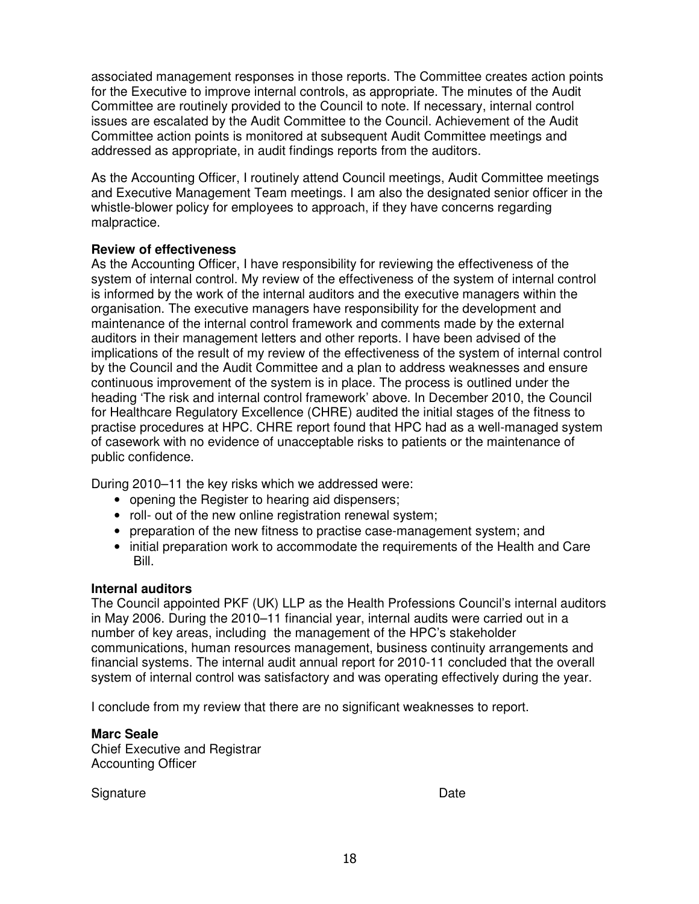associated management responses in those reports. The Committee creates action points for the Executive to improve internal controls, as appropriate. The minutes of the Audit Committee are routinely provided to the Council to note. If necessary, internal control issues are escalated by the Audit Committee to the Council. Achievement of the Audit Committee action points is monitored at subsequent Audit Committee meetings and addressed as appropriate, in audit findings reports from the auditors.

As the Accounting Officer, I routinely attend Council meetings, Audit Committee meetings and Executive Management Team meetings. I am also the designated senior officer in the whistle-blower policy for employees to approach, if they have concerns regarding malpractice.

**Review of effectiveness**

As the Accounting Officer, I have responsibility for reviewing the effectiveness of the system of internal control. My review of the effectiveness of the system of internal control is informed by the work of the internal auditors and the executive managers within the organisation. The executive managers have responsibility for the development and maintenance of the internal control framework and comments made by the external auditors in their management letters and other reports. I have been advised of the implications of the result of my review of the effectiveness of the system of internal control by the Council and the Audit Committee and a plan to address weaknesses and ensure continuous improvement of the system is in place. The process is outlined under the heading 'The risk and internal control framework' above. In December 2010, the Council for Healthcare Regulatory Excellence (CHRE) audited the initial stages of the fitness to practise procedures at HPC. CHRE report found that HPC had as a well-managed system of casework with no evidence of unacceptable risks to patients or the maintenance of public confidence.

During 2010–11 the key risks which we addressed were:

- opening the Register to hearing aid dispensers;
- roll- out of the new online registration renewal system;
- preparation of the new fitness to practise case-management system; and
- initial preparation work to accommodate the requirements of the Health and Care Bill.

**Internal auditors**

The Council appointed PKF (UK) LLP as the Health Professions Council's internal auditors in May 2006. During the 2010–11 financial year, internal audits were carried out in a number of key areas, including the management of the HPC's stakeholder communications, human resources management, business continuity arrangements and financial systems. The internal audit annual report for 2010-11 concluded that the overall system of internal control was satisfactory and was operating effectively during the year.

I conclude from my review that there are no significant weaknesses to report.

**Marc Seale**
Chief Executive and Registrar
Accounting Officer

Signature                                                                 Date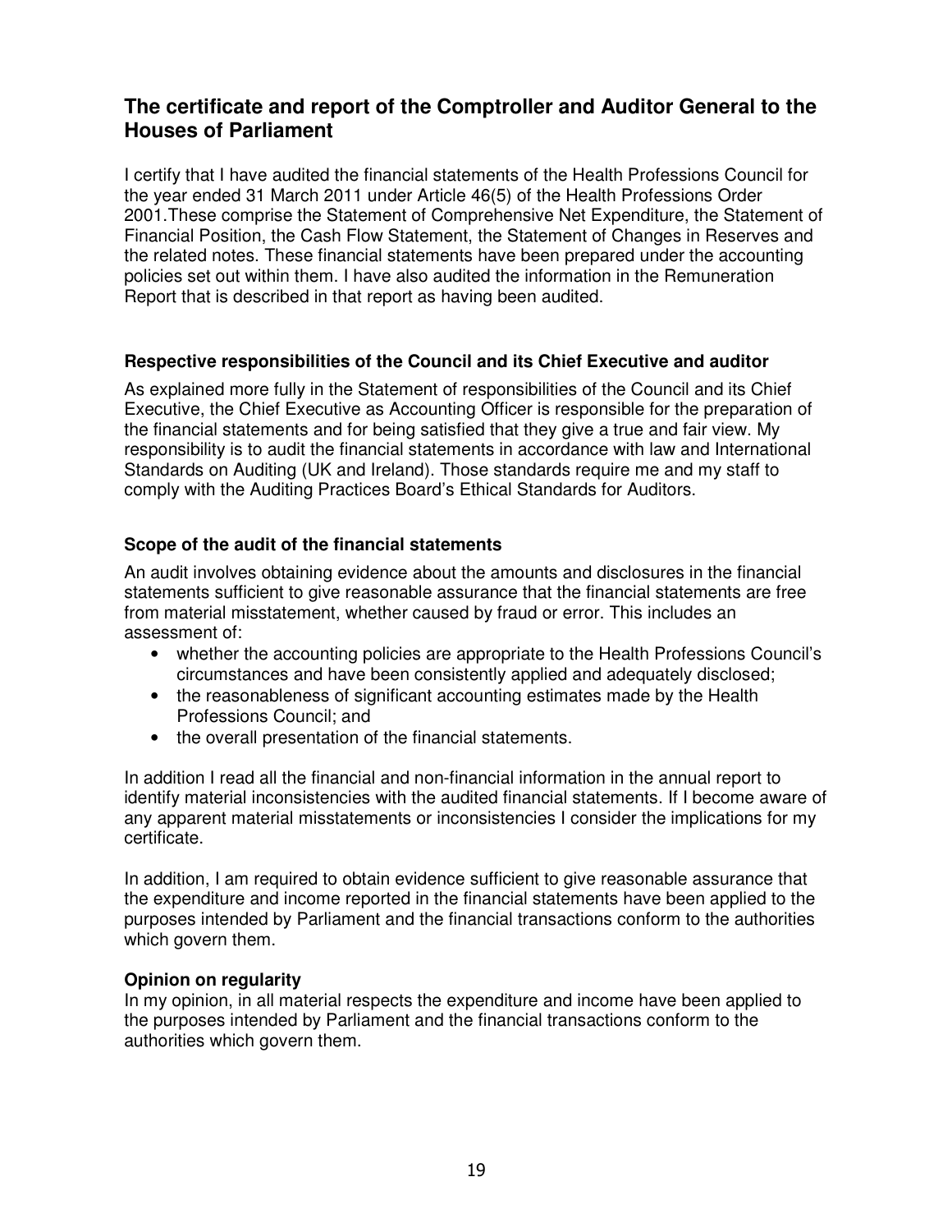## The certificate and report of the Comptroller and Auditor General to the Houses of Parliament

I certify that I have audited the financial statements of the Health Professions Council for the year ended 31 March 2011 under Article 46(5) of the Health Professions Order 2001.These comprise the Statement of Comprehensive Net Expenditure, the Statement of Financial Position, the Cash Flow Statement, the Statement of Changes in Reserves and the related notes. These financial statements have been prepared under the accounting policies set out within them. I have also audited the information in the Remuneration Report that is described in that report as having been audited.

### Respective responsibilities of the Council and its Chief Executive and auditor

As explained more fully in the Statement of responsibilities of the Council and its Chief Executive, the Chief Executive as Accounting Officer is responsible for the preparation of the financial statements and for being satisfied that they give a true and fair view. My responsibility is to audit the financial statements in accordance with law and International Standards on Auditing (UK and Ireland). Those standards require me and my staff to comply with the Auditing Practices Board's Ethical Standards for Auditors.

### Scope of the audit of the financial statements

An audit involves obtaining evidence about the amounts and disclosures in the financial statements sufficient to give reasonable assurance that the financial statements are free from material misstatement, whether caused by fraud or error. This includes an assessment of:

- whether the accounting policies are appropriate to the Health Professions Council's circumstances and have been consistently applied and adequately disclosed;
- the reasonableness of significant accounting estimates made by the Health Professions Council; and
- the overall presentation of the financial statements.

In addition I read all the financial and non-financial information in the annual report to identify material inconsistencies with the audited financial statements. If I become aware of any apparent material misstatements or inconsistencies I consider the implications for my certificate.

In addition, I am required to obtain evidence sufficient to give reasonable assurance that the expenditure and income reported in the financial statements have been applied to the purposes intended by Parliament and the financial transactions conform to the authorities which govern them.

### Opinion on regularity

In my opinion, in all material respects the expenditure and income have been applied to the purposes intended by Parliament and the financial transactions conform to the authorities which govern them.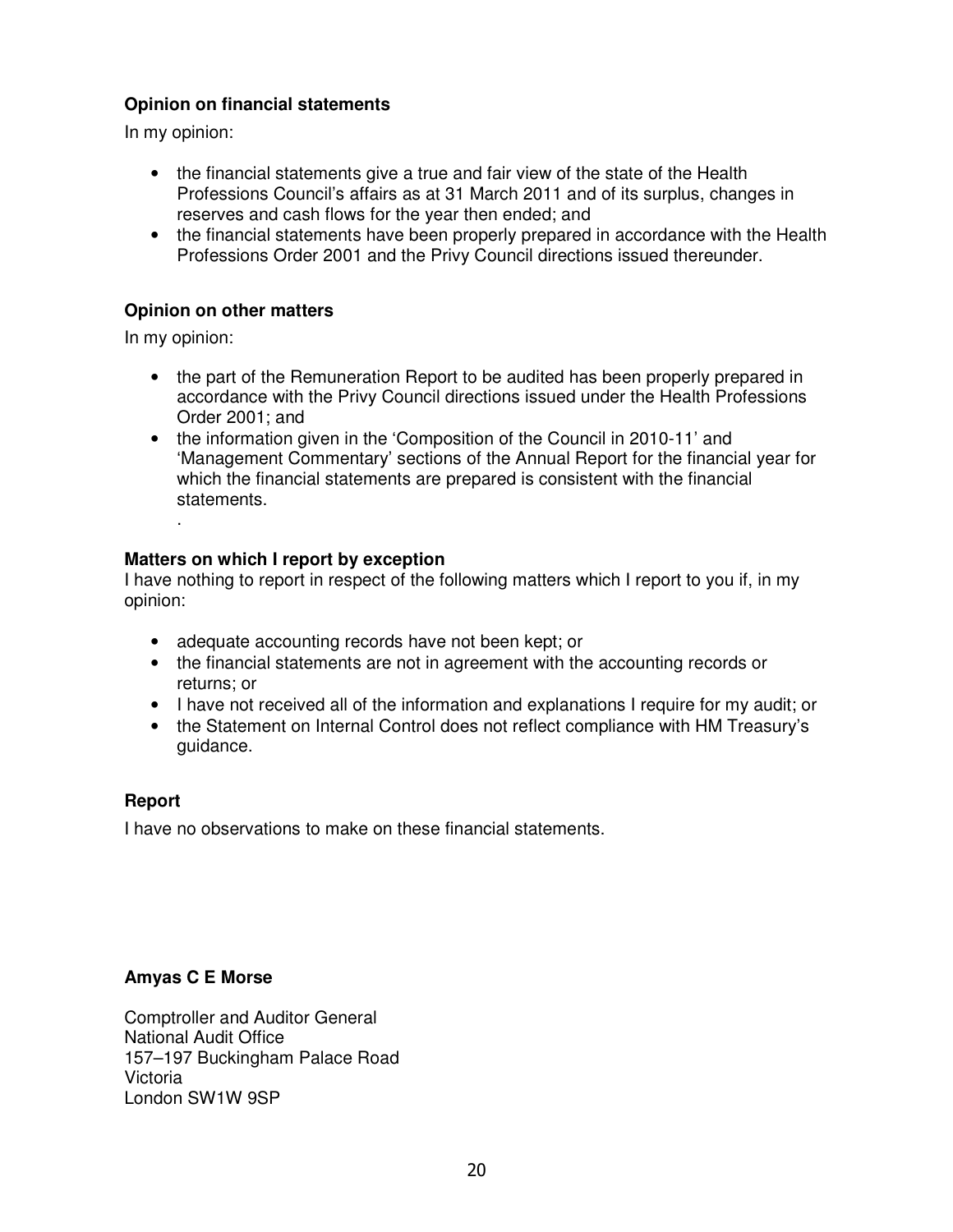**Opinion on financial statements**

In my opinion:

- the financial statements give a true and fair view of the state of the Health Professions Council's affairs as at 31 March 2011 and of its surplus, changes in reserves and cash flows for the year then ended; and
- the financial statements have been properly prepared in accordance with the Health Professions Order 2001 and the Privy Council directions issued thereunder.

**Opinion on other matters**

In my opinion:

- the part of the Remuneration Report to be audited has been properly prepared in accordance with the Privy Council directions issued under the Health Professions Order 2001; and
- the information given in the 'Composition of the Council in 2010-11' and 'Management Commentary' sections of the Annual Report for the financial year for which the financial statements are prepared is consistent with the financial statements.

.

**Matters on which I report by exception**

I have nothing to report in respect of the following matters which I report to you if, in my opinion:

- adequate accounting records have not been kept; or
- the financial statements are not in agreement with the accounting records or returns; or
- I have not received all of the information and explanations I require for my audit; or
- the Statement on Internal Control does not reflect compliance with HM Treasury's guidance.

**Report**

I have no observations to make on these financial statements.

**Amyas C E Morse**

Comptroller and Auditor General
National Audit Office
157–197 Buckingham Palace Road
Victoria
London SW1W 9SP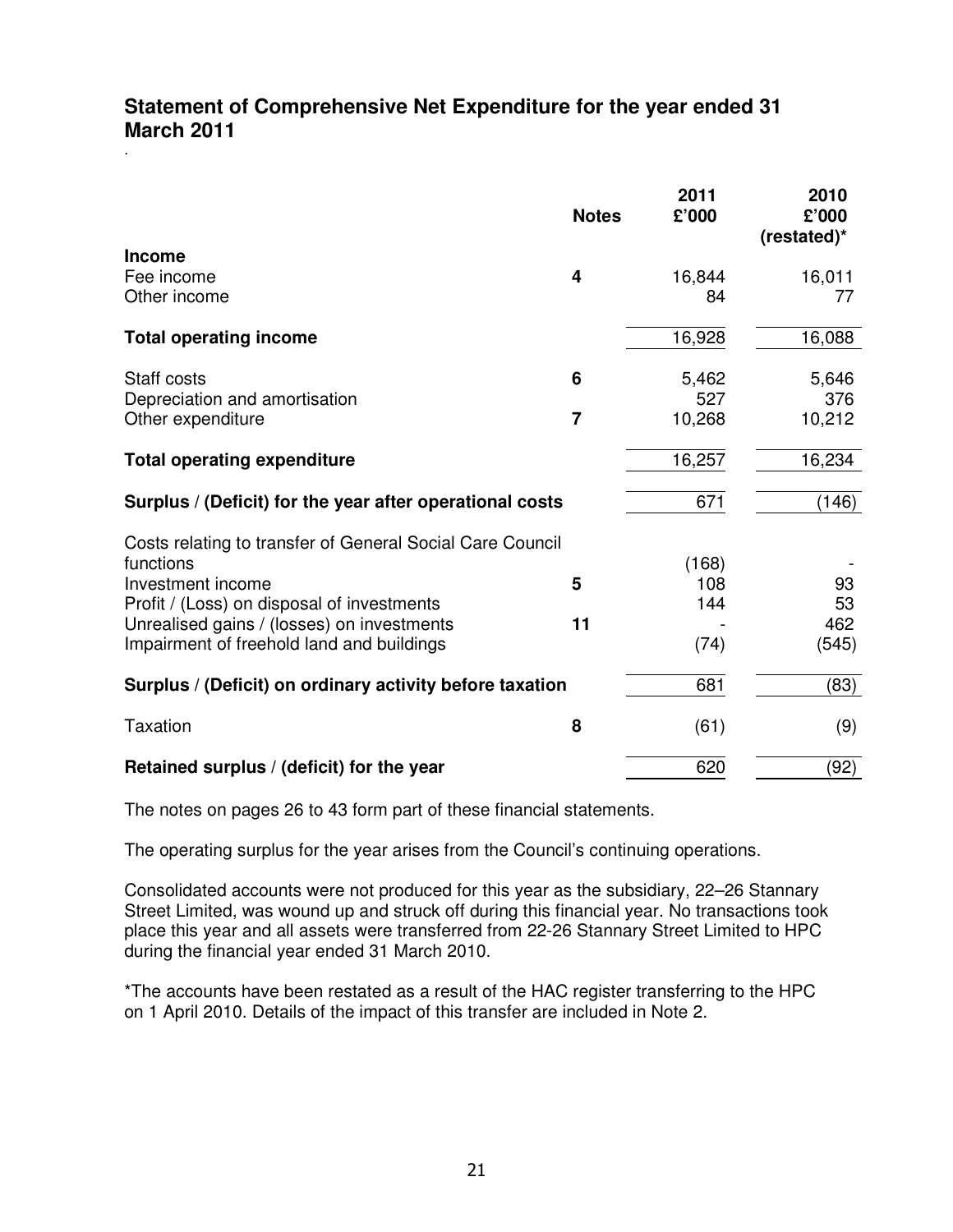## Statement of Comprehensive Net Expenditure for the year ended 31 March 2011

.

| | Notes | 2011<br>£'000 | 2010<br>£'000<br>(restated)* |
|---|---|---|---|
| **Income** | | | |
| Fee income | **4** | 16,844 | 16,011 |
| Other income | | 84 | 77 |
| **Total operating income** | | 16,928 | 16,088 |
| Staff costs | **6** | 5,462 | 5,646 |
| Depreciation and amortisation | | 527 | 376 |
| Other expenditure | **7** | 10,268 | 10,212 |
| **Total operating expenditure** | | 16,257 | 16,234 |
| **Surplus / (Deficit) for the year after operational costs** | | 671 | (146) |
| Costs relating to transfer of General Social Care Council functions | | (168) | - |
| Investment income | **5** | 108 | 93 |
| Profit / (Loss) on disposal of investments | | 144 | 53 |
| Unrealised gains / (losses) on investments | **11** | - | 462 |
| Impairment of freehold land and buildings | | (74) | (545) |
| **Surplus / (Deficit) on ordinary activity before taxation** | | 681 | (83) |
| Taxation | **8** | (61) | (9) |
| **Retained surplus / (deficit) for the year** | | 620 | (92) |

The notes on pages 26 to 43 form part of these financial statements.

The operating surplus for the year arises from the Council's continuing operations.

Consolidated accounts were not produced for this year as the subsidiary, 22–26 Stannary Street Limited, was wound up and struck off during this financial year. No transactions took place this year and all assets were transferred from 22-26 Stannary Street Limited to HPC during the financial year ended 31 March 2010.

*The accounts have been restated as a result of the HAC register transferring to the HPC on 1 April 2010. Details of the impact of this transfer are included in Note 2.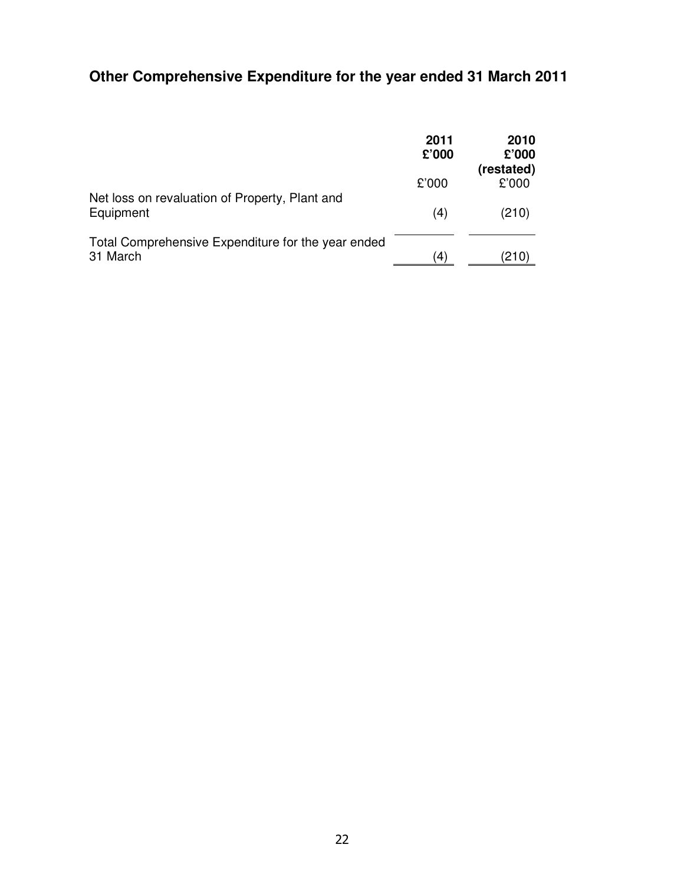# Other Comprehensive Expenditure for the year ended 31 March 2011

| | **2011 £'000** | **2010 £'000 (restated)** |
|---|---|---|
| | £'000 | £'000 |
| Net loss on revaluation of Property, Plant and Equipment | (4) | (210) |
| Total Comprehensive Expenditure for the year ended 31 March | (4) | (210) |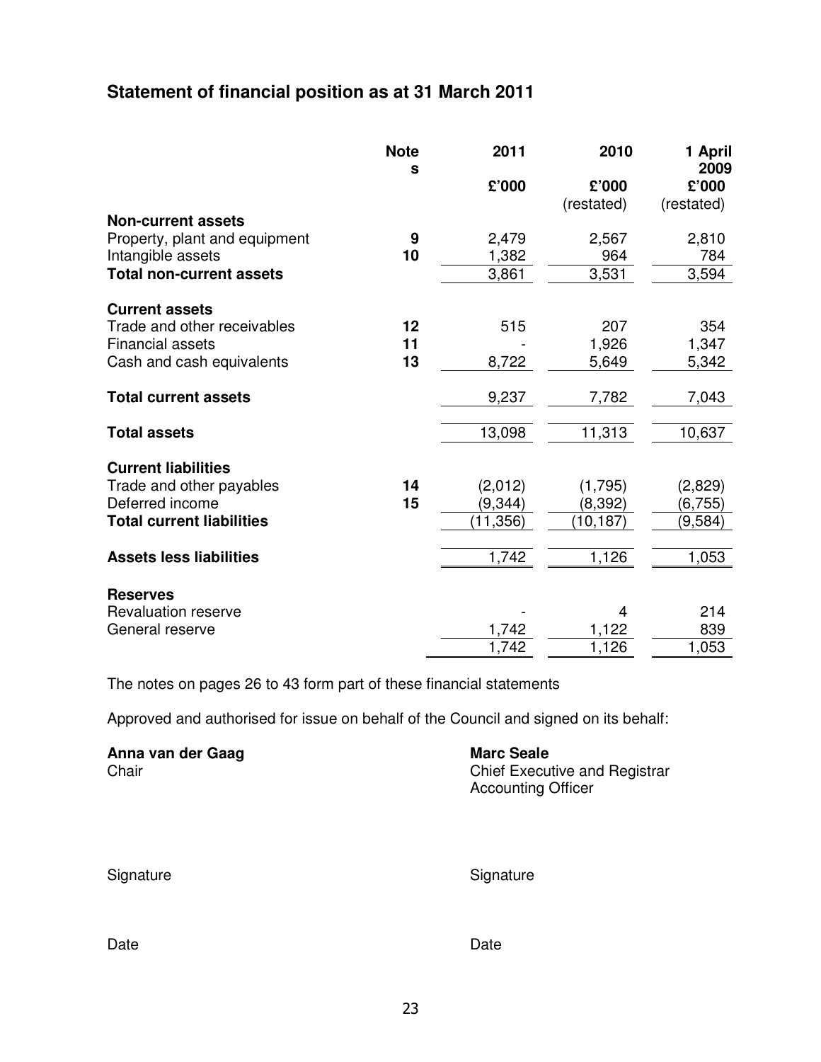# Statement of financial position as at 31 March 2011

| | Notes | 2011 | 2010 | 1 April 2009 |
|---|---|---|---|---|
| | | £'000 | £'000 (restated) | £'000 (restated) |
| **Non-current assets** | | | | |
| Property, plant and equipment | **9** | 2,479 | 2,567 | 2,810 |
| Intangible assets | **10** | 1,382 | 964 | 784 |
| **Total non-current assets** | | 3,861 | 3,531 | 3,594 |
| **Current assets** | | | | |
| Trade and other receivables | **12** | 515 | 207 | 354 |
| Financial assets | **11** | - | 1,926 | 1,347 |
| Cash and cash equivalents | **13** | 8,722 | 5,649 | 5,342 |
| **Total current assets** | | 9,237 | 7,782 | 7,043 |
| **Total assets** | | 13,098 | 11,313 | 10,637 |
| **Current liabilities** | | | | |
| Trade and other payables | **14** | (2,012) | (1,795) | (2,829) |
| Deferred income | **15** | (9,344) | (8,392) | (6,755) |
| **Total current liabilities** | | (11,356) | (10,187) | (9,584) |
| **Assets less liabilities** | | 1,742 | 1,126 | 1,053 |
| **Reserves** | | | | |
| Revaluation reserve | | - | 4 | 214 |
| General reserve | | 1,742 | 1,122 | 839 |
| | | 1,742 | 1,126 | 1,053 |

The notes on pages 26 to 43 form part of these financial statements

Approved and authorised for issue on behalf of the Council and signed on its behalf:

**Anna van der Gaag**
Chair

Signature

Date

**Marc Seale**
Chief Executive and Registrar
Accounting Officer

Signature

Date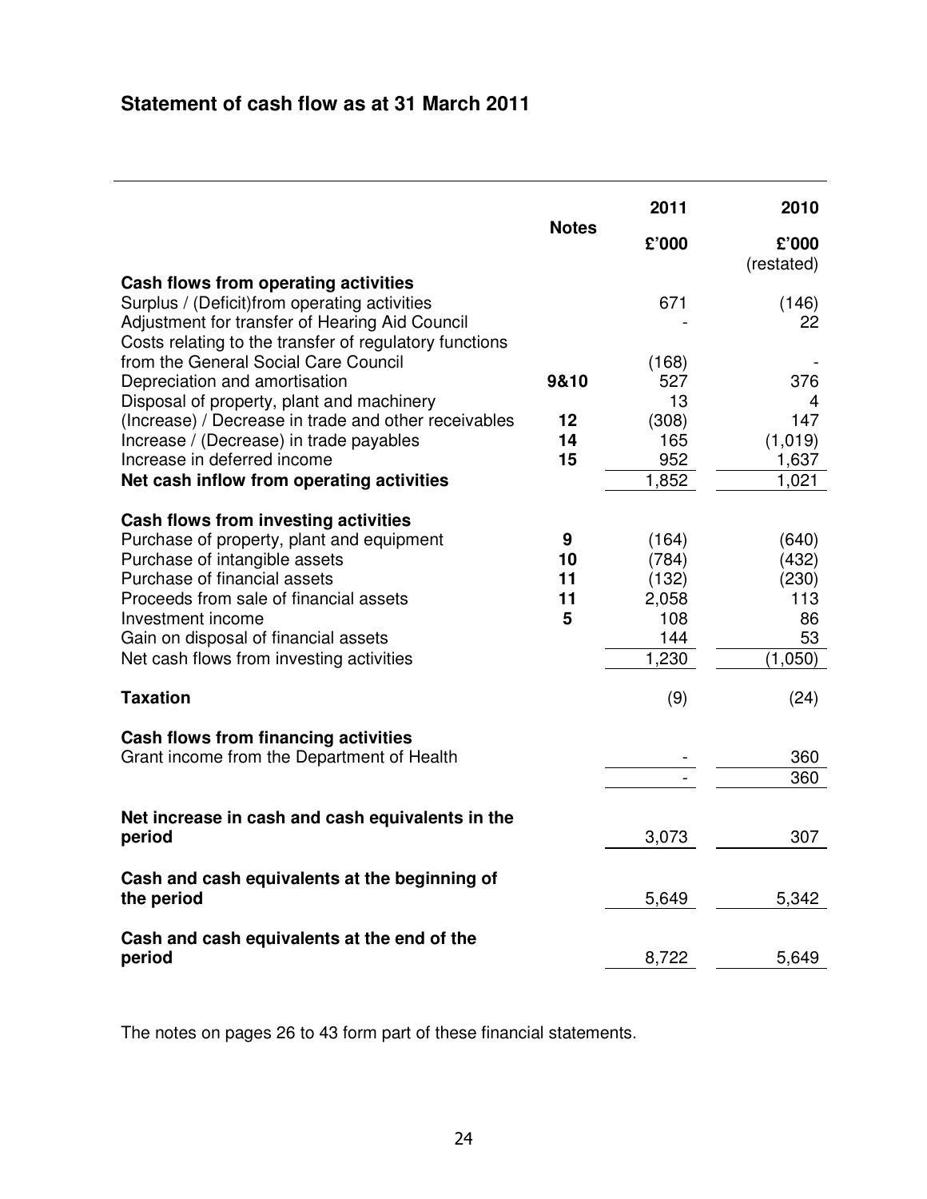## Statement of cash flow as at 31 March 2011

| | Notes | 2011 £'000 | 2010 £'000 (restated) |
|---|---|---|---|
| **Cash flows from operating activities** | | | |
| Surplus / (Deficit)from operating activities | | 671 | (146) |
| Adjustment for transfer of Hearing Aid Council | | - | 22 |
| Costs relating to the transfer of regulatory functions from the General Social Care Council | | (168) | - |
| Depreciation and amortisation | 9&10 | 527 | 376 |
| Disposal of property, plant and machinery | | 13 | 4 |
| (Increase) / Decrease in trade and other receivables | 12 | (308) | 147 |
| Increase / (Decrease) in trade payables | 14 | 165 | (1,019) |
| Increase in deferred income | 15 | 952 | 1,637 |
| **Net cash inflow from operating activities** | | 1,852 | 1,021 |
| **Cash flows from investing activities** | | | |
| Purchase of property, plant and equipment | 9 | (164) | (640) |
| Purchase of intangible assets | 10 | (784) | (432) |
| Purchase of financial assets | 11 | (132) | (230) |
| Proceeds from sale of financial assets | 11 | 2,058 | 113 |
| Investment income | 5 | 108 | 86 |
| Gain on disposal of financial assets | | 144 | 53 |
| Net cash flows from investing activities | | 1,230 | (1,050) |
| **Taxation** | | (9) | (24) |
| **Cash flows from financing activities** | | | |
| Grant income from the Department of Health | | - | 360 |
| | | - | 360 |
| **Net increase in cash and cash equivalents in the period** | | 3,073 | 307 |
| **Cash and cash equivalents at the beginning of the period** | | 5,649 | 5,342 |
| **Cash and cash equivalents at the end of the period** | | 8,722 | 5,649 |

The notes on pages 26 to 43 form part of these financial statements.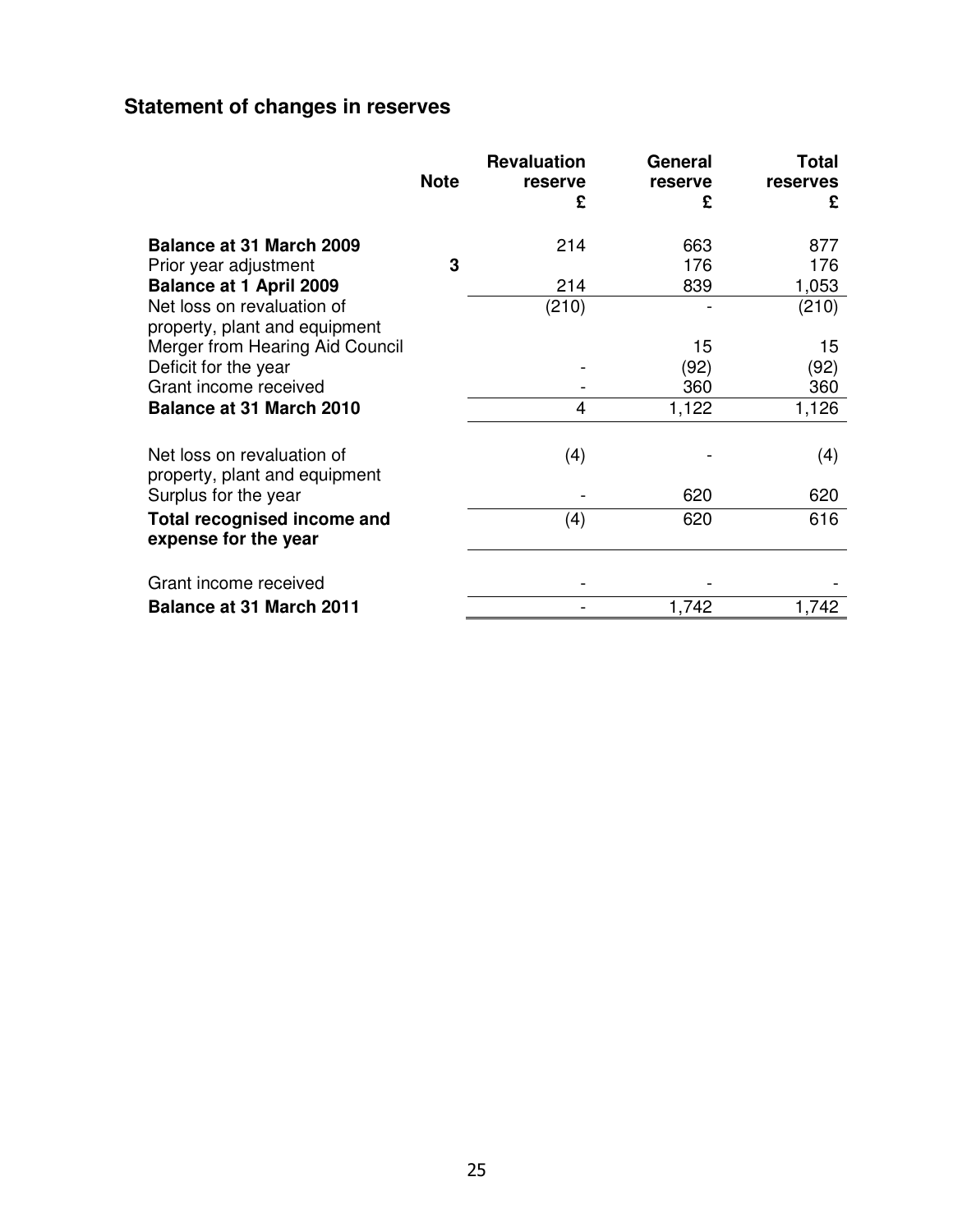## Statement of changes in reserves

| | Note | Revaluation reserve £ | General reserve £ | Total reserves £ |
|---|---|---|---|---|
| **Balance at 31 March 2009** | | 214 | 663 | 877 |
| Prior year adjustment | **3** | | 176 | 176 |
| **Balance at 1 April 2009** | | 214 | 839 | 1,053 |
| Net loss on revaluation of property, plant and equipment | | (210) | - | (210) |
| Merger from Hearing Aid Council | | | 15 | 15 |
| Deficit for the year | | - | (92) | (92) |
| Grant income received | | - | 360 | 360 |
| **Balance at 31 March 2010** | | 4 | 1,122 | 1,126 |
| | | | | |
| Net loss on revaluation of property, plant and equipment | | (4) | - | (4) |
| Surplus for the year | | - | 620 | 620 |
| **Total recognised income and expense for the year** | | (4) | 620 | 616 |
| | | | | |
| Grant income received | | - | - | - |
| **Balance at 31 March 2011** | | - | 1,742 | 1,742 |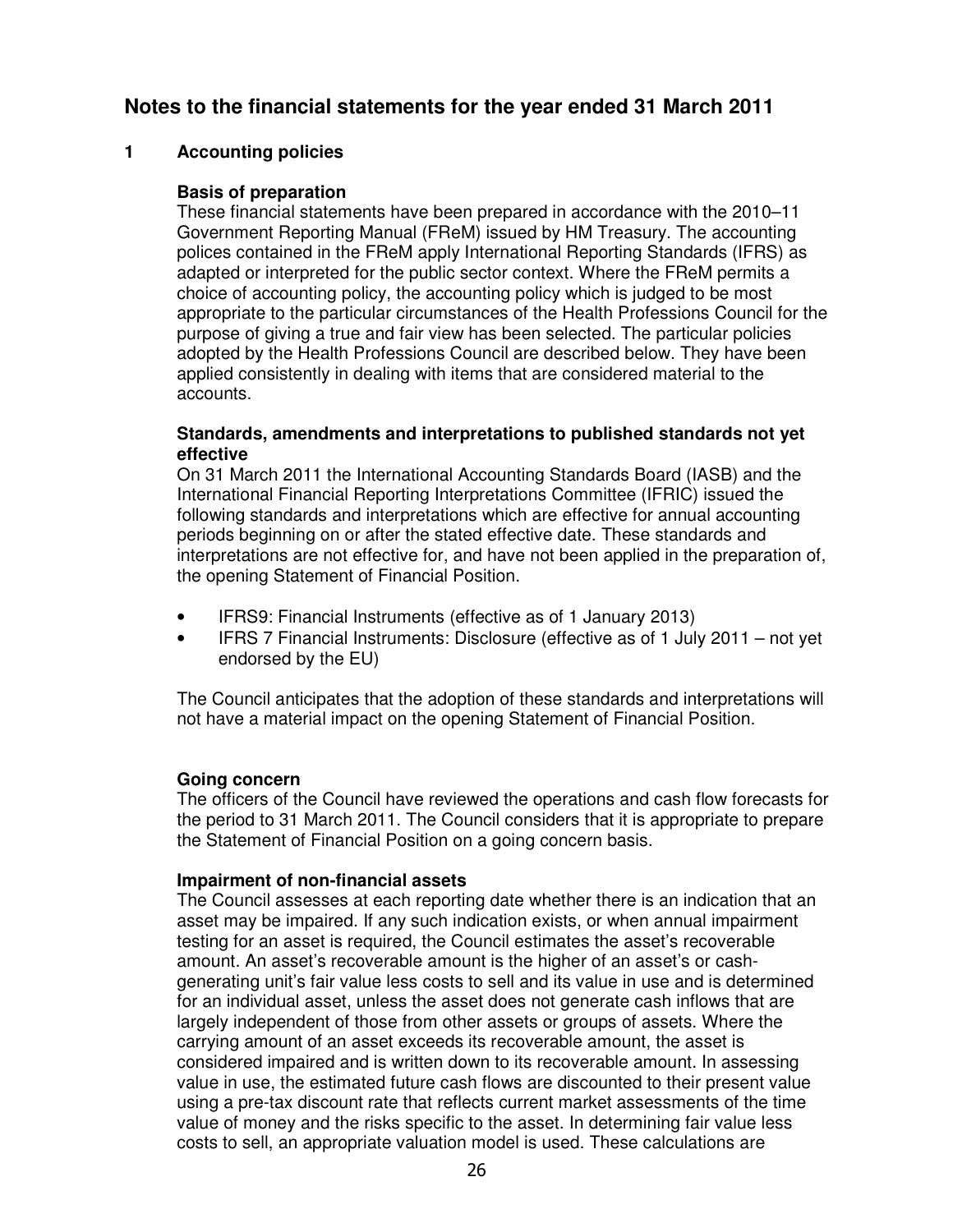# Notes to the financial statements for the year ended 31 March 2011

## 1 Accounting policies

### Basis of preparation

These financial statements have been prepared in accordance with the 2010–11 Government Reporting Manual (FReM) issued by HM Treasury. The accounting polices contained in the FReM apply International Reporting Standards (IFRS) as adapted or interpreted for the public sector context. Where the FReM permits a choice of accounting policy, the accounting policy which is judged to be most appropriate to the particular circumstances of the Health Professions Council for the purpose of giving a true and fair view has been selected. The particular policies adopted by the Health Professions Council are described below. They have been applied consistently in dealing with items that are considered material to the accounts.

### Standards, amendments and interpretations to published standards not yet effective

On 31 March 2011 the International Accounting Standards Board (IASB) and the International Financial Reporting Interpretations Committee (IFRIC) issued the following standards and interpretations which are effective for annual accounting periods beginning on or after the stated effective date. These standards and interpretations are not effective for, and have not been applied in the preparation of, the opening Statement of Financial Position.

- IFRS9: Financial Instruments (effective as of 1 January 2013)
- IFRS 7 Financial Instruments: Disclosure (effective as of 1 July 2011 – not yet endorsed by the EU)

The Council anticipates that the adoption of these standards and interpretations will not have a material impact on the opening Statement of Financial Position.

### Going concern

The officers of the Council have reviewed the operations and cash flow forecasts for the period to 31 March 2011. The Council considers that it is appropriate to prepare the Statement of Financial Position on a going concern basis.

### Impairment of non-financial assets

The Council assesses at each reporting date whether there is an indication that an asset may be impaired. If any such indication exists, or when annual impairment testing for an asset is required, the Council estimates the asset's recoverable amount. An asset's recoverable amount is the higher of an asset's or cash-generating unit's fair value less costs to sell and its value in use and is determined for an individual asset, unless the asset does not generate cash inflows that are largely independent of those from other assets or groups of assets. Where the carrying amount of an asset exceeds its recoverable amount, the asset is considered impaired and is written down to its recoverable amount. In assessing value in use, the estimated future cash flows are discounted to their present value using a pre-tax discount rate that reflects current market assessments of the time value of money and the risks specific to the asset. In determining fair value less costs to sell, an appropriate valuation model is used. These calculations are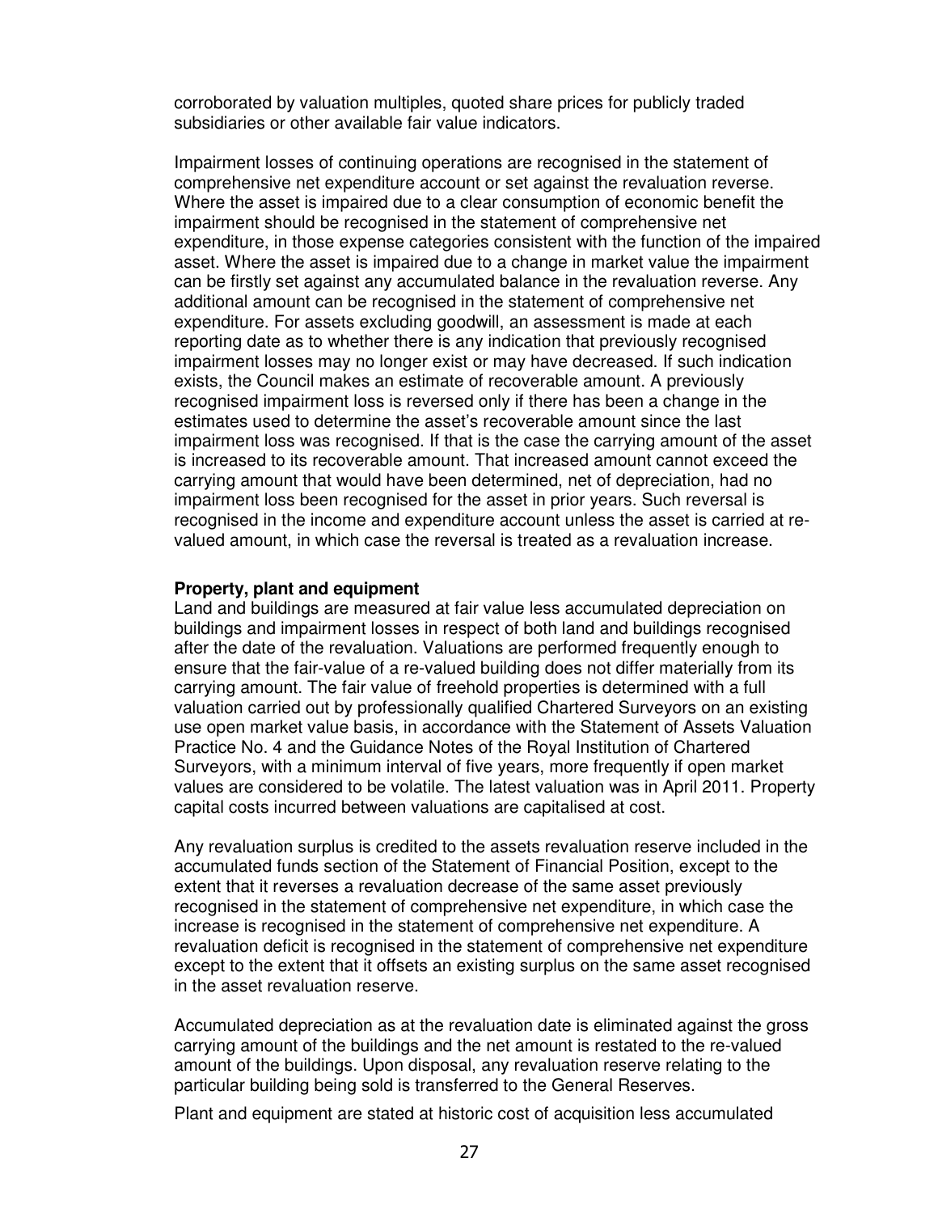corroborated by valuation multiples, quoted share prices for publicly traded subsidiaries or other available fair value indicators.

Impairment losses of continuing operations are recognised in the statement of comprehensive net expenditure account or set against the revaluation reverse. Where the asset is impaired due to a clear consumption of economic benefit the impairment should be recognised in the statement of comprehensive net expenditure, in those expense categories consistent with the function of the impaired asset. Where the asset is impaired due to a change in market value the impairment can be firstly set against any accumulated balance in the revaluation reverse. Any additional amount can be recognised in the statement of comprehensive net expenditure. For assets excluding goodwill, an assessment is made at each reporting date as to whether there is any indication that previously recognised impairment losses may no longer exist or may have decreased. If such indication exists, the Council makes an estimate of recoverable amount. A previously recognised impairment loss is reversed only if there has been a change in the estimates used to determine the asset's recoverable amount since the last impairment loss was recognised. If that is the case the carrying amount of the asset is increased to its recoverable amount. That increased amount cannot exceed the carrying amount that would have been determined, net of depreciation, had no impairment loss been recognised for the asset in prior years. Such reversal is recognised in the income and expenditure account unless the asset is carried at re-valued amount, in which case the reversal is treated as a revaluation increase.

**Property, plant and equipment**

Land and buildings are measured at fair value less accumulated depreciation on buildings and impairment losses in respect of both land and buildings recognised after the date of the revaluation. Valuations are performed frequently enough to ensure that the fair-value of a re-valued building does not differ materially from its carrying amount. The fair value of freehold properties is determined with a full valuation carried out by professionally qualified Chartered Surveyors on an existing use open market value basis, in accordance with the Statement of Assets Valuation Practice No. 4 and the Guidance Notes of the Royal Institution of Chartered Surveyors, with a minimum interval of five years, more frequently if open market values are considered to be volatile. The latest valuation was in April 2011. Property capital costs incurred between valuations are capitalised at cost.

Any revaluation surplus is credited to the assets revaluation reserve included in the accumulated funds section of the Statement of Financial Position, except to the extent that it reverses a revaluation decrease of the same asset previously recognised in the statement of comprehensive net expenditure, in which case the increase is recognised in the statement of comprehensive net expenditure. A revaluation deficit is recognised in the statement of comprehensive net expenditure except to the extent that it offsets an existing surplus on the same asset recognised in the asset revaluation reserve.

Accumulated depreciation as at the revaluation date is eliminated against the gross carrying amount of the buildings and the net amount is restated to the re-valued amount of the buildings. Upon disposal, any revaluation reserve relating to the particular building being sold is transferred to the General Reserves.

Plant and equipment are stated at historic cost of acquisition less accumulated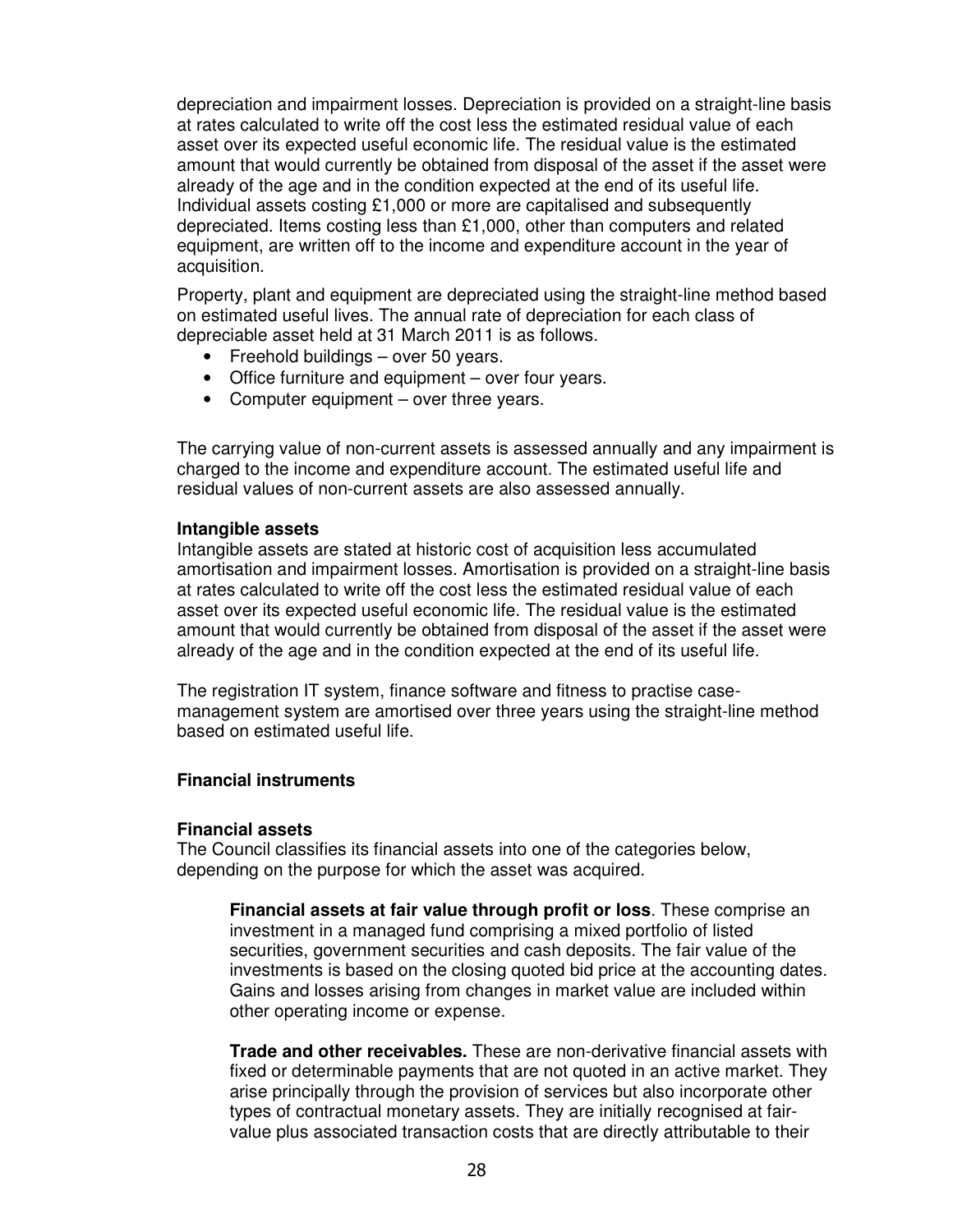depreciation and impairment losses. Depreciation is provided on a straight-line basis at rates calculated to write off the cost less the estimated residual value of each asset over its expected useful economic life. The residual value is the estimated amount that would currently be obtained from disposal of the asset if the asset were already of the age and in the condition expected at the end of its useful life. Individual assets costing £1,000 or more are capitalised and subsequently depreciated. Items costing less than £1,000, other than computers and related equipment, are written off to the income and expenditure account in the year of acquisition.

Property, plant and equipment are depreciated using the straight-line method based on estimated useful lives. The annual rate of depreciation for each class of depreciable asset held at 31 March 2011 is as follows.

- Freehold buildings – over 50 years.
- Office furniture and equipment – over four years.
- Computer equipment – over three years.

The carrying value of non-current assets is assessed annually and any impairment is charged to the income and expenditure account. The estimated useful life and residual values of non-current assets are also assessed annually.

**Intangible assets**
Intangible assets are stated at historic cost of acquisition less accumulated amortisation and impairment losses. Amortisation is provided on a straight-line basis at rates calculated to write off the cost less the estimated residual value of each asset over its expected useful economic life. The residual value is the estimated amount that would currently be obtained from disposal of the asset if the asset were already of the age and in the condition expected at the end of its useful life.

The registration IT system, finance software and fitness to practise case-management system are amortised over three years using the straight-line method based on estimated useful life.

**Financial instruments**

**Financial assets**
The Council classifies its financial assets into one of the categories below, depending on the purpose for which the asset was acquired.

**Financial assets at fair value through profit or loss**. These comprise an investment in a managed fund comprising a mixed portfolio of listed securities, government securities and cash deposits. The fair value of the investments is based on the closing quoted bid price at the accounting dates. Gains and losses arising from changes in market value are included within other operating income or expense.

**Trade and other receivables.** These are non-derivative financial assets with fixed or determinable payments that are not quoted in an active market. They arise principally through the provision of services but also incorporate other types of contractual monetary assets. They are initially recognised at fair-value plus associated transaction costs that are directly attributable to their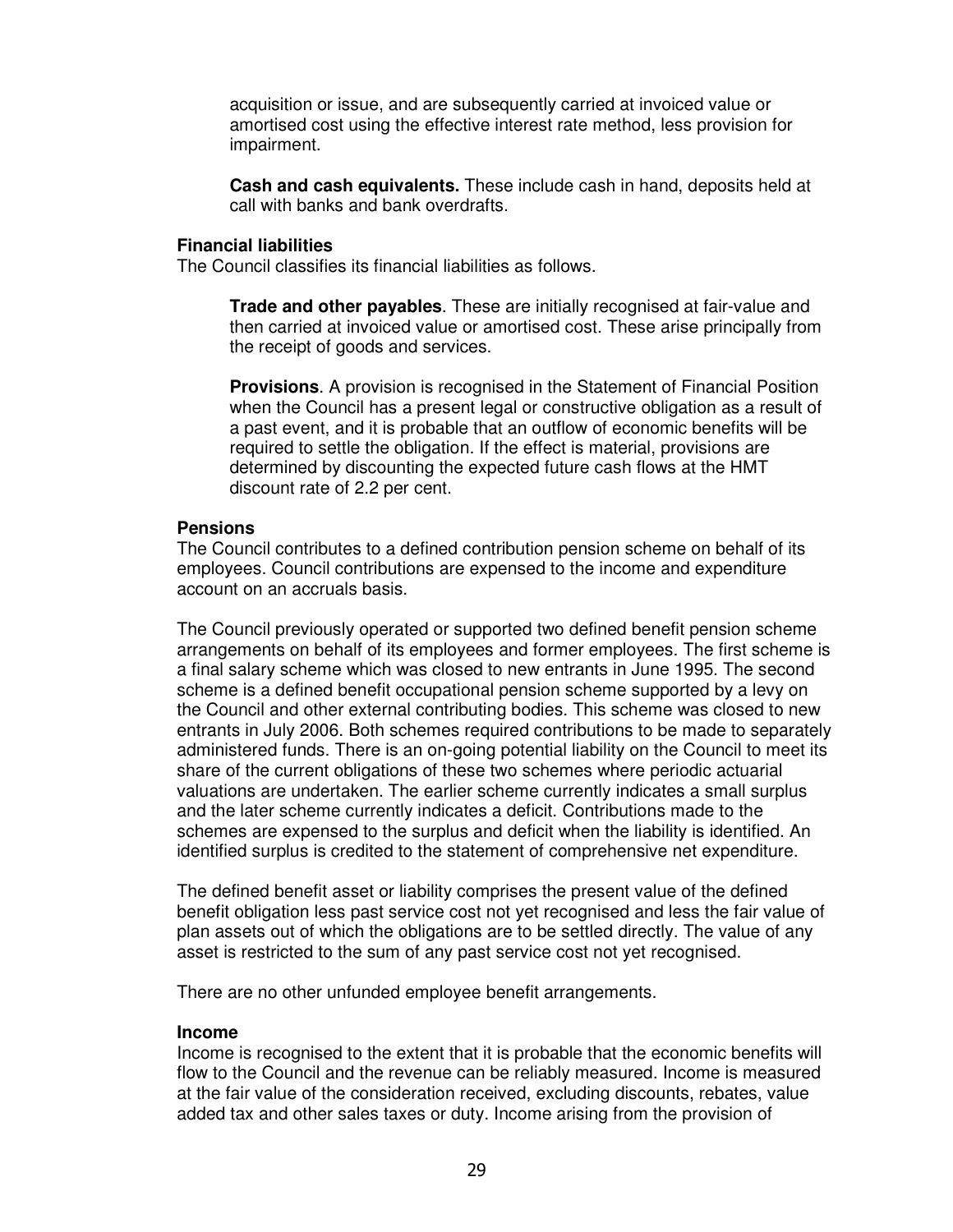acquisition or issue, and are subsequently carried at invoiced value or amortised cost using the effective interest rate method, less provision for impairment.

**Cash and cash equivalents.** These include cash in hand, deposits held at call with banks and bank overdrafts.

**Financial liabilities**

The Council classifies its financial liabilities as follows.

**Trade and other payables**. These are initially recognised at fair-value and then carried at invoiced value or amortised cost. These arise principally from the receipt of goods and services.

**Provisions**. A provision is recognised in the Statement of Financial Position when the Council has a present legal or constructive obligation as a result of a past event, and it is probable that an outflow of economic benefits will be required to settle the obligation. If the effect is material, provisions are determined by discounting the expected future cash flows at the HMT discount rate of 2.2 per cent.

**Pensions**

The Council contributes to a defined contribution pension scheme on behalf of its employees. Council contributions are expensed to the income and expenditure account on an accruals basis.

The Council previously operated or supported two defined benefit pension scheme arrangements on behalf of its employees and former employees. The first scheme is a final salary scheme which was closed to new entrants in June 1995. The second scheme is a defined benefit occupational pension scheme supported by a levy on the Council and other external contributing bodies. This scheme was closed to new entrants in July 2006. Both schemes required contributions to be made to separately administered funds. There is an on-going potential liability on the Council to meet its share of the current obligations of these two schemes where periodic actuarial valuations are undertaken. The earlier scheme currently indicates a small surplus and the later scheme currently indicates a deficit. Contributions made to the schemes are expensed to the surplus and deficit when the liability is identified. An identified surplus is credited to the statement of comprehensive net expenditure.

The defined benefit asset or liability comprises the present value of the defined benefit obligation less past service cost not yet recognised and less the fair value of plan assets out of which the obligations are to be settled directly. The value of any asset is restricted to the sum of any past service cost not yet recognised.

There are no other unfunded employee benefit arrangements.

**Income**

Income is recognised to the extent that it is probable that the economic benefits will flow to the Council and the revenue can be reliably measured. Income is measured at the fair value of the consideration received, excluding discounts, rebates, value added tax and other sales taxes or duty. Income arising from the provision of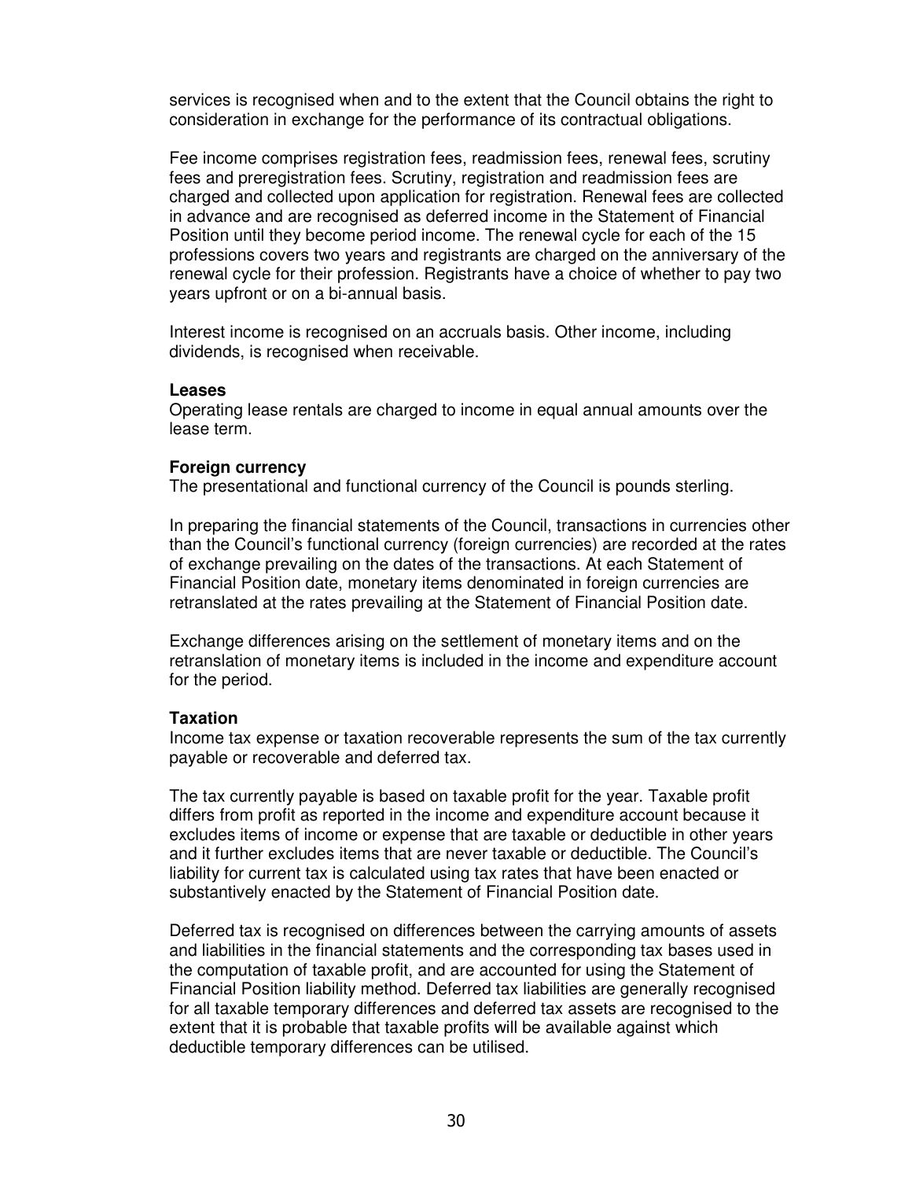services is recognised when and to the extent that the Council obtains the right to consideration in exchange for the performance of its contractual obligations.

Fee income comprises registration fees, readmission fees, renewal fees, scrutiny fees and preregistration fees. Scrutiny, registration and readmission fees are charged and collected upon application for registration. Renewal fees are collected in advance and are recognised as deferred income in the Statement of Financial Position until they become period income. The renewal cycle for each of the 15 professions covers two years and registrants are charged on the anniversary of the renewal cycle for their profession. Registrants have a choice of whether to pay two years upfront or on a bi-annual basis.

Interest income is recognised on an accruals basis. Other income, including dividends, is recognised when receivable.

**Leases**
Operating lease rentals are charged to income in equal annual amounts over the lease term.

**Foreign currency**
The presentational and functional currency of the Council is pounds sterling.

In preparing the financial statements of the Council, transactions in currencies other than the Council's functional currency (foreign currencies) are recorded at the rates of exchange prevailing on the dates of the transactions. At each Statement of Financial Position date, monetary items denominated in foreign currencies are retranslated at the rates prevailing at the Statement of Financial Position date.

Exchange differences arising on the settlement of monetary items and on the retranslation of monetary items is included in the income and expenditure account for the period.

**Taxation**
Income tax expense or taxation recoverable represents the sum of the tax currently payable or recoverable and deferred tax.

The tax currently payable is based on taxable profit for the year. Taxable profit differs from profit as reported in the income and expenditure account because it excludes items of income or expense that are taxable or deductible in other years and it further excludes items that are never taxable or deductible. The Council's liability for current tax is calculated using tax rates that have been enacted or substantively enacted by the Statement of Financial Position date.

Deferred tax is recognised on differences between the carrying amounts of assets and liabilities in the financial statements and the corresponding tax bases used in the computation of taxable profit, and are accounted for using the Statement of Financial Position liability method. Deferred tax liabilities are generally recognised for all taxable temporary differences and deferred tax assets are recognised to the extent that it is probable that taxable profits will be available against which deductible temporary differences can be utilised.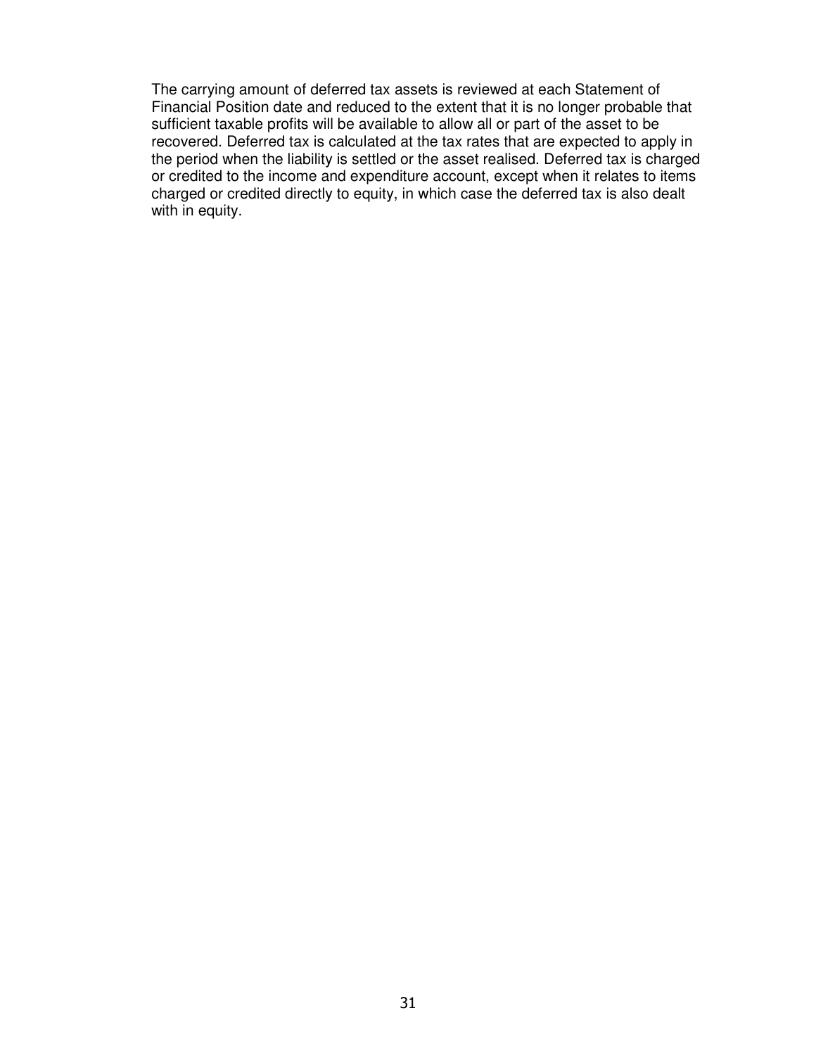The carrying amount of deferred tax assets is reviewed at each Statement of Financial Position date and reduced to the extent that it is no longer probable that sufficient taxable profits will be available to allow all or part of the asset to be recovered. Deferred tax is calculated at the tax rates that are expected to apply in the period when the liability is settled or the asset realised. Deferred tax is charged or credited to the income and expenditure account, except when it relates to items charged or credited directly to equity, in which case the deferred tax is also dealt with in equity.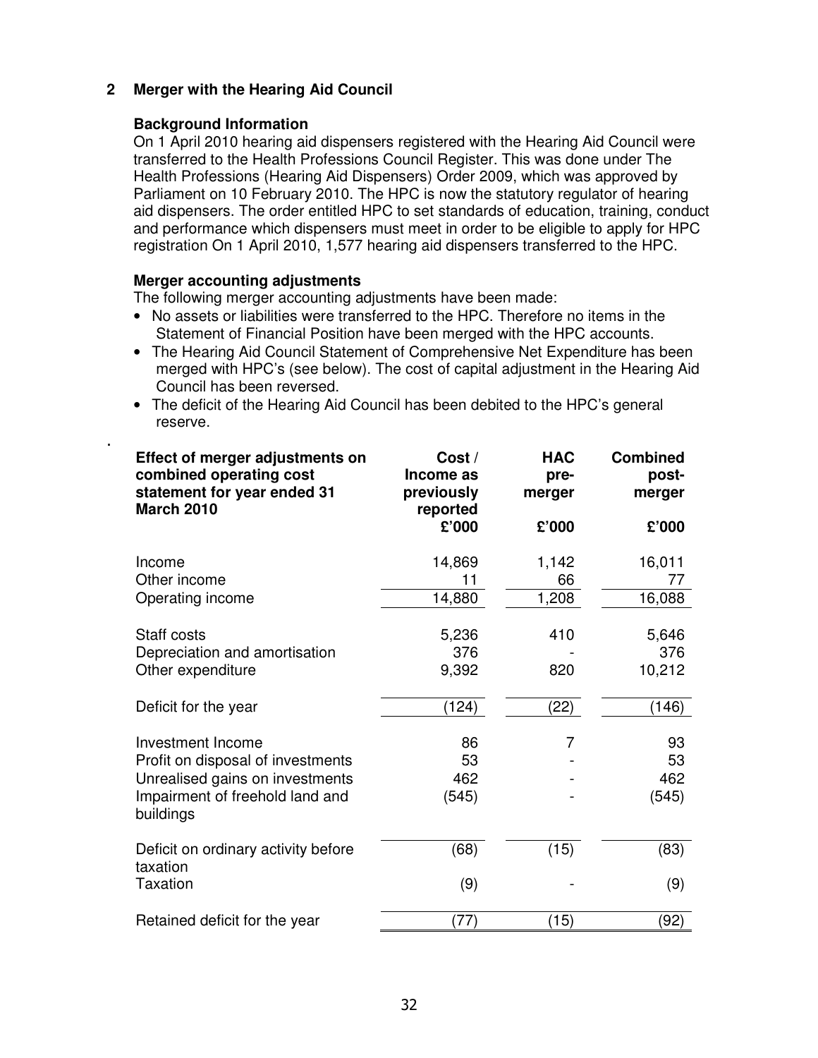## 2 Merger with the Hearing Aid Council

### Background Information

On 1 April 2010 hearing aid dispensers registered with the Hearing Aid Council were transferred to the Health Professions Council Register. This was done under The Health Professions (Hearing Aid Dispensers) Order 2009, which was approved by Parliament on 10 February 2010. The HPC is now the statutory regulator of hearing aid dispensers. The order entitled HPC to set standards of education, training, conduct and performance which dispensers must meet in order to be eligible to apply for HPC registration On 1 April 2010, 1,577 hearing aid dispensers transferred to the HPC.

### Merger accounting adjustments

The following merger accounting adjustments have been made:

- No assets or liabilities were transferred to the HPC. Therefore no items in the Statement of Financial Position have been merged with the HPC accounts.
- The Hearing Aid Council Statement of Comprehensive Net Expenditure has been merged with HPC's (see below). The cost of capital adjustment in the Hearing Aid Council has been reversed.
- The deficit of the Hearing Aid Council has been debited to the HPC's general reserve.

.

| Effect of merger adjustments on combined operating cost statement for year ended 31 March 2010 | Cost / Income as previously reported £'000 | HAC pre-merger £'000 | Combined post-merger £'000 |
|---|---|---|---|
| Income | 14,869 | 1,142 | 16,011 |
| Other income | 11 | 66 | 77 |
| Operating income | 14,880 | 1,208 | 16,088 |
| | | | |
| Staff costs | 5,236 | 410 | 5,646 |
| Depreciation and amortisation | 376 | - | 376 |
| Other expenditure | 9,392 | 820 | 10,212 |
| | | | |
| Deficit for the year | (124) | (22) | (146) |
| | | | |
| Investment Income | 86 | 7 | 93 |
| Profit on disposal of investments | 53 | - | 53 |
| Unrealised gains on investments | 462 | - | 462 |
| Impairment of freehold land and buildings | (545) | - | (545) |
| | | | |
| Deficit on ordinary activity before taxation | (68) | (15) | (83) |
| Taxation | (9) | - | (9) |
| | | | |
| Retained deficit for the year | (77) | (15) | (92) |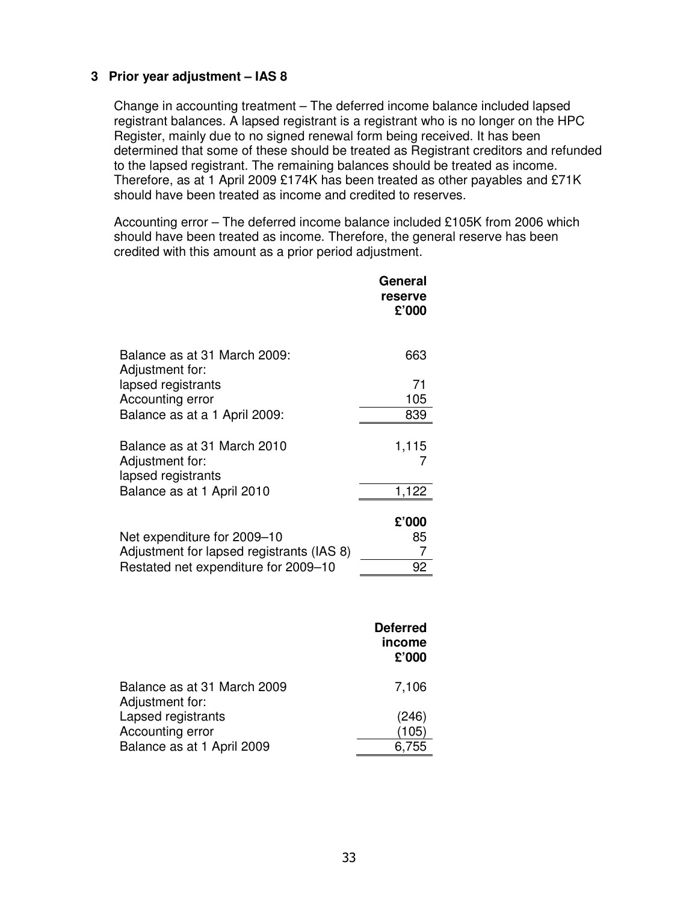### 3 Prior year adjustment – IAS 8

Change in accounting treatment – The deferred income balance included lapsed registrant balances. A lapsed registrant is a registrant who is no longer on the HPC Register, mainly due to no signed renewal form being received. It has been determined that some of these should be treated as Registrant creditors and refunded to the lapsed registrant. The remaining balances should be treated as income. Therefore, as at 1 April 2009 £174K has been treated as other payables and £71K should have been treated as income and credited to reserves.

Accounting error – The deferred income balance included £105K from 2006 which should have been treated as income. Therefore, the general reserve has been credited with this amount as a prior period adjustment.

| | General reserve £'000 |
|---|---|
| Balance as at 31 March 2009: | 663 |
| Adjustment for: | |
| lapsed registrants | 71 |
| Accounting error | 105 |
| Balance as at a 1 April 2009: | 839 |
| | |
| Balance as at 31 March 2010 | 1,115 |
| Adjustment for: lapsed registrants | 7 |
| Balance as at 1 April 2010 | 1,122 |

| | £'000 |
|---|---|
| Net expenditure for 2009–10 | 85 |
| Adjustment for lapsed registrants (IAS 8) | 7 |
| Restated net expenditure for 2009–10 | 92 |

| | Deferred income £'000 |
|---|---|
| Balance as at 31 March 2009 | 7,106 |
| Adjustment for: | |
| Lapsed registrants | (246) |
| Accounting error | (105) |
| Balance as at 1 April 2009 | 6,755 |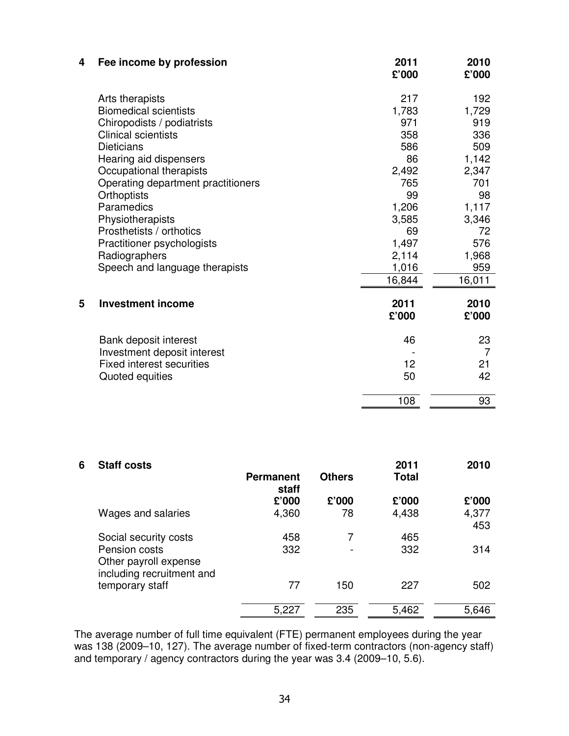## 4 Fee income by profession

| | 2011 £'000 | 2010 £'000 |
|---|---|---|
| Arts therapists | 217 | 192 |
| Biomedical scientists | 1,783 | 1,729 |
| Chiropodists / podiatrists | 971 | 919 |
| Clinical scientists | 358 | 336 |
| Dieticians | 586 | 509 |
| Hearing aid dispensers | 86 | 1,142 |
| Occupational therapists | 2,492 | 2,347 |
| Operating department practitioners | 765 | 701 |
| Orthoptists | 99 | 98 |
| Paramedics | 1,206 | 1,117 |
| Physiotherapists | 3,585 | 3,346 |
| Prosthetists / orthotics | 69 | 72 |
| Practitioner psychologists | 1,497 | 576 |
| Radiographers | 2,114 | 1,968 |
| Speech and language therapists | 1,016 | 959 |
| | 16,844 | 16,011 |

## 5 Investment income

| | 2011 £'000 | 2010 £'000 |
|---|---|---|
| Bank deposit interest | 46 | 23 |
| Investment deposit interest | - | 7 |
| Fixed interest securities | 12 | 21 |
| Quoted equities | 50 | 42 |
| | 108 | 93 |

## 6 Staff costs

| | Permanent staff £'000 | Others £'000 | 2011 Total £'000 | 2010 £'000 |
|---|---|---|---|---|
| Wages and salaries | 4,360 | 78 | 4,438 | 4,377 |
| Social security costs | 458 | 7 | 465 | 453 |
| Pension costs | 332 | - | 332 | 314 |
| Other payroll expense including recruitment and temporary staff | 77 | 150 | 227 | 502 |
| | 5,227 | 235 | 5,462 | 5,646 |

The average number of full time equivalent (FTE) permanent employees during the year was 138 (2009–10, 127). The average number of fixed-term contractors (non-agency staff) and temporary / agency contractors during the year was 3.4 (2009–10, 5.6).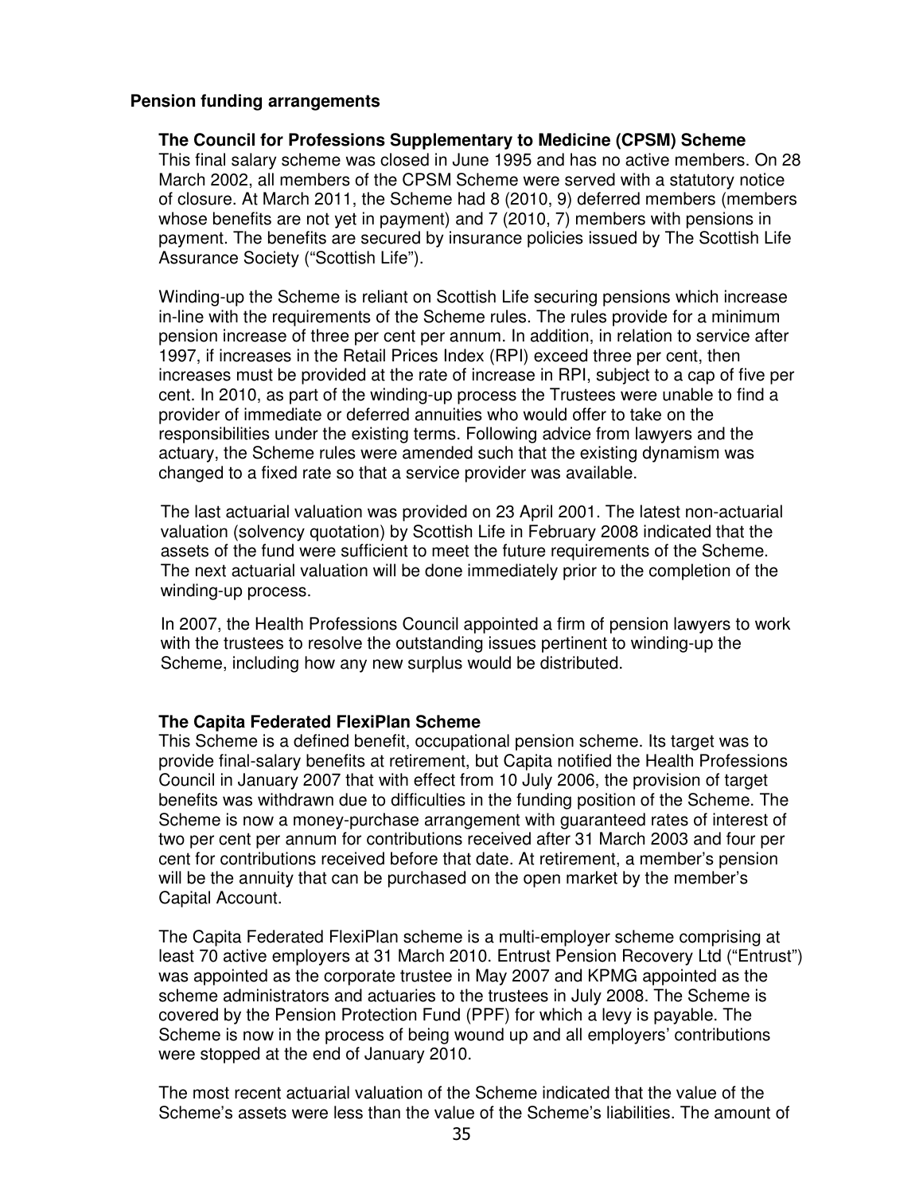**Pension funding arrangements**

**The Council for Professions Supplementary to Medicine (CPSM) Scheme**

This final salary scheme was closed in June 1995 and has no active members. On 28 March 2002, all members of the CPSM Scheme were served with a statutory notice of closure. At March 2011, the Scheme had 8 (2010, 9) deferred members (members whose benefits are not yet in payment) and 7 (2010, 7) members with pensions in payment. The benefits are secured by insurance policies issued by The Scottish Life Assurance Society ("Scottish Life").

Winding-up the Scheme is reliant on Scottish Life securing pensions which increase in-line with the requirements of the Scheme rules. The rules provide for a minimum pension increase of three per cent per annum. In addition, in relation to service after 1997, if increases in the Retail Prices Index (RPI) exceed three per cent, then increases must be provided at the rate of increase in RPI, subject to a cap of five per cent. In 2010, as part of the winding-up process the Trustees were unable to find a provider of immediate or deferred annuities who would offer to take on the responsibilities under the existing terms. Following advice from lawyers and the actuary, the Scheme rules were amended such that the existing dynamism was changed to a fixed rate so that a service provider was available.

The last actuarial valuation was provided on 23 April 2001. The latest non-actuarial valuation (solvency quotation) by Scottish Life in February 2008 indicated that the assets of the fund were sufficient to meet the future requirements of the Scheme. The next actuarial valuation will be done immediately prior to the completion of the winding-up process.

In 2007, the Health Professions Council appointed a firm of pension lawyers to work with the trustees to resolve the outstanding issues pertinent to winding-up the Scheme, including how any new surplus would be distributed.

**The Capita Federated FlexiPlan Scheme**

This Scheme is a defined benefit, occupational pension scheme. Its target was to provide final-salary benefits at retirement, but Capita notified the Health Professions Council in January 2007 that with effect from 10 July 2006, the provision of target benefits was withdrawn due to difficulties in the funding position of the Scheme. The Scheme is now a money-purchase arrangement with guaranteed rates of interest of two per cent per annum for contributions received after 31 March 2003 and four per cent for contributions received before that date. At retirement, a member's pension will be the annuity that can be purchased on the open market by the member's Capital Account.

The Capita Federated FlexiPlan scheme is a multi-employer scheme comprising at least 70 active employers at 31 March 2010. Entrust Pension Recovery Ltd ("Entrust") was appointed as the corporate trustee in May 2007 and KPMG appointed as the scheme administrators and actuaries to the trustees in July 2008. The Scheme is covered by the Pension Protection Fund (PPF) for which a levy is payable. The Scheme is now in the process of being wound up and all employers' contributions were stopped at the end of January 2010.

The most recent actuarial valuation of the Scheme indicated that the value of the Scheme's assets were less than the value of the Scheme's liabilities. The amount of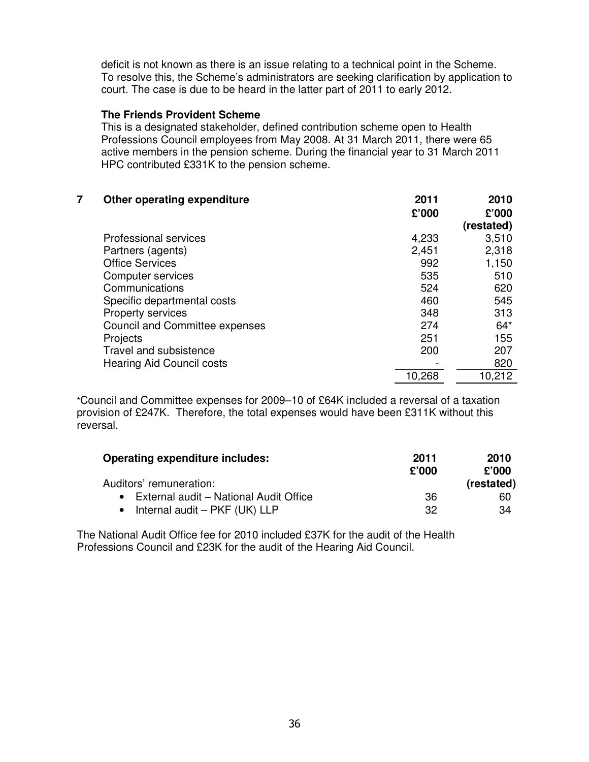deficit is not known as there is an issue relating to a technical point in the Scheme. To resolve this, the Scheme's administrators are seeking clarification by application to court. The case is due to be heard in the latter part of 2011 to early 2012.

**The Friends Provident Scheme**

This is a designated stakeholder, defined contribution scheme open to Health Professions Council employees from May 2008. At 31 March 2011, there were 65 active members in the pension scheme. During the financial year to 31 March 2011 HPC contributed £331K to the pension scheme.

## 7 Other operating expenditure

| | 2011 £'000 | 2010 £'000 (restated) |
|---|---|---|
| Professional services | 4,233 | 3,510 |
| Partners (agents) | 2,451 | 2,318 |
| Office Services | 992 | 1,150 |
| Computer services | 535 | 510 |
| Communications | 524 | 620 |
| Specific departmental costs | 460 | 545 |
| Property services | 348 | 313 |
| Council and Committee expenses | 274 | 64* |
| Projects | 251 | 155 |
| Travel and subsistence | 200 | 207 |
| Hearing Aid Council costs | - | 820 |
| | 10,268 | 10,212 |

*Council and Committee expenses for 2009–10 of £64K included a reversal of a taxation provision of £247K. Therefore, the total expenses would have been £311K without this reversal.

| **Operating expenditure includes:** | 2011 £'000 | 2010 £'000 (restated) |
|---|---|---|
| Auditors' remuneration: | | |
| • External audit – National Audit Office | 36 | 60 |
| • Internal audit – PKF (UK) LLP | 32 | 34 |

The National Audit Office fee for 2010 included £37K for the audit of the Health Professions Council and £23K for the audit of the Hearing Aid Council.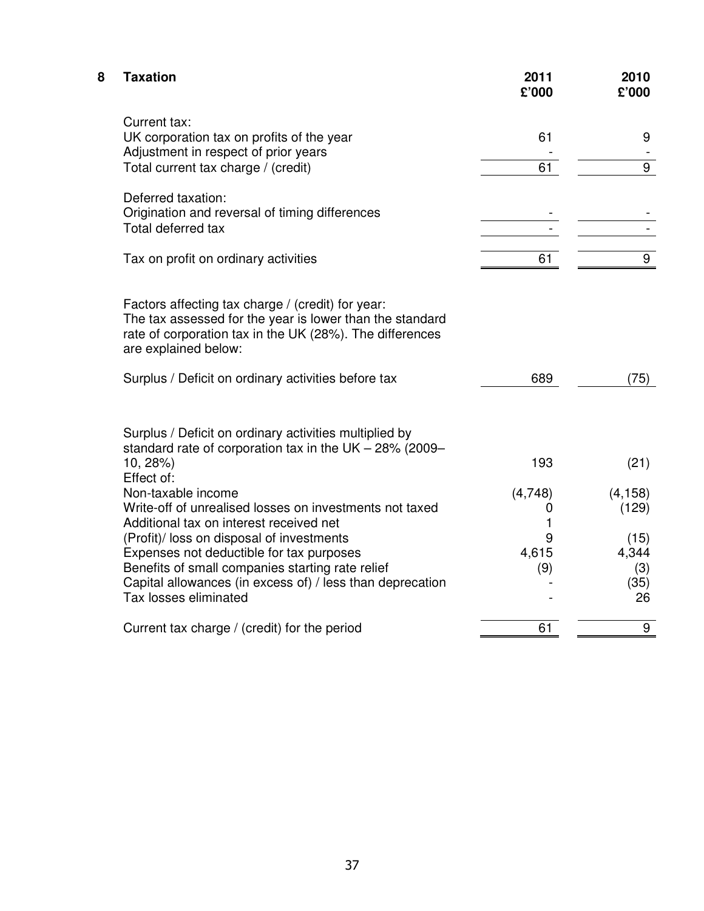## 8 Taxation

| | 2011 £'000 | 2010 £'000 |
|---|---|---|
| Current tax: | | |
| UK corporation tax on profits of the year | 61 | 9 |
| Adjustment in respect of prior years | - | - |
| Total current tax charge / (credit) | 61 | 9 |
| Deferred taxation: | | |
| Origination and reversal of timing differences | - | - |
| Total deferred tax | - | - |
| Tax on profit on ordinary activities | 61 | 9 |

Factors affecting tax charge / (credit) for year:
The tax assessed for the year is lower than the standard rate of corporation tax in the UK (28%). The differences are explained below:

| | 2011 £'000 | 2010 £'000 |
|---|---|---|
| Surplus / Deficit on ordinary activities before tax | 689 | (75) |
| Surplus / Deficit on ordinary activities multiplied by standard rate of corporation tax in the UK – 28% (2009–10, 28%) | 193 | (21) |
| Effect of: | | |
| Non-taxable income | (4,748) | (4,158) |
| Write-off of unrealised losses on investments not taxed | 0 | (129) |
| Additional tax on interest received net | 1 | |
| (Profit)/ loss on disposal of investments | 9 | (15) |
| Expenses not deductible for tax purposes | 4,615 | 4,344 |
| Benefits of small companies starting rate relief | (9) | (3) |
| Capital allowances (in excess of) / less than deprecation | - | (35) |
| Tax losses eliminated | - | 26 |
| Current tax charge / (credit) for the period | 61 | 9 |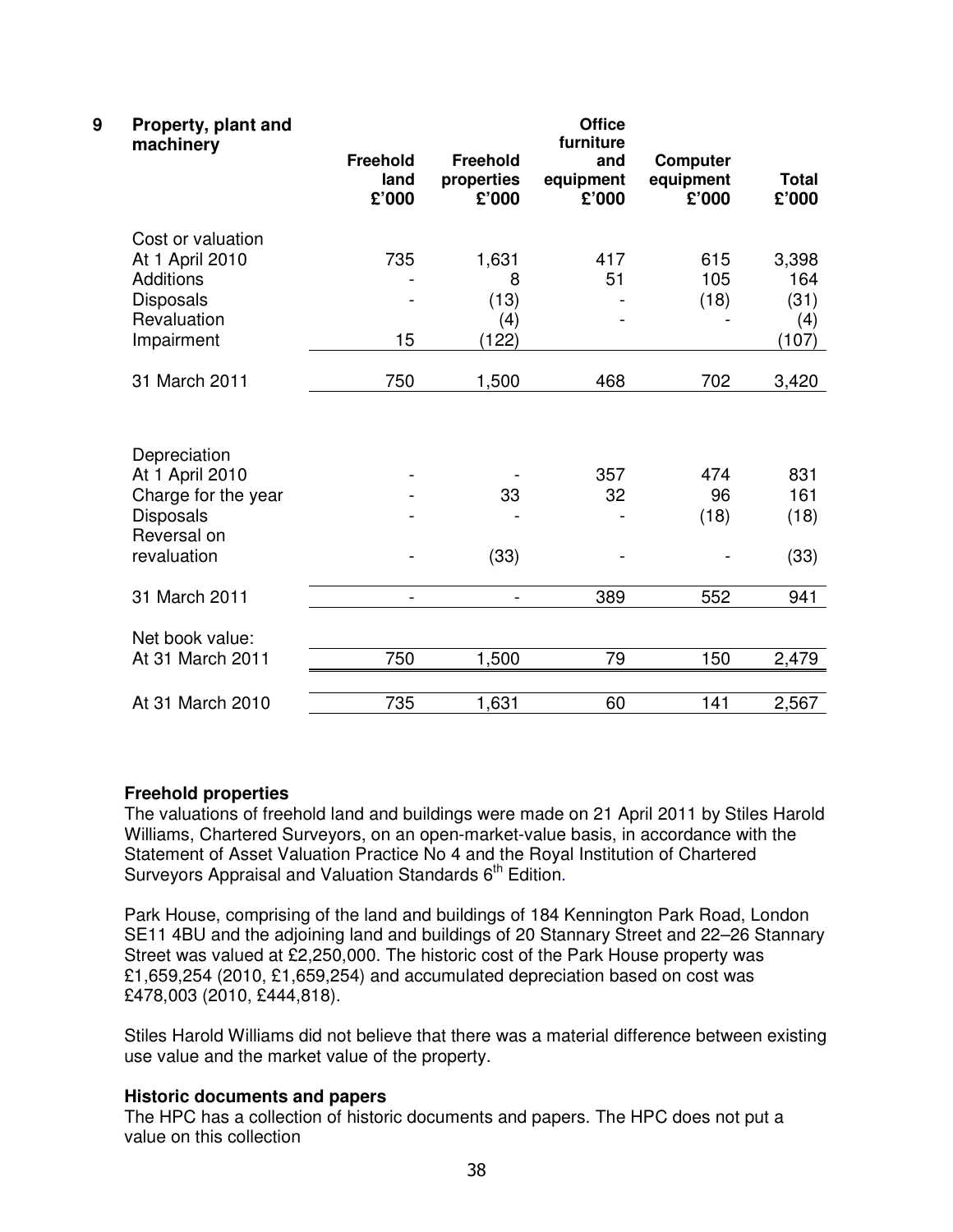## 9 Property, plant and machinery

| | Freehold land £'000 | Freehold properties £'000 | Office furniture and equipment £'000 | Computer equipment £'000 | Total £'000 |
|---|---|---|---|---|---|
| **Cost or valuation** | | | | | |
| At 1 April 2010 | 735 | 1,631 | 417 | 615 | 3,398 |
| Additions | - | 8 | 51 | 105 | 164 |
| Disposals | - | (13) | - | (18) | (31) |
| Revaluation | | (4) | - | - | (4) |
| Impairment | 15 | (122) | | | (107) |
| 31 March 2011 | 750 | 1,500 | 468 | 702 | 3,420 |
| **Depreciation** | | | | | |
| At 1 April 2010 | - | - | 357 | 474 | 831 |
| Charge for the year | - | 33 | 32 | 96 | 161 |
| Disposals | - | - | - | (18) | (18) |
| Reversal on revaluation | - | (33) | - | - | (33) |
| 31 March 2011 | - | - | 389 | 552 | 941 |
| **Net book value:** | | | | | |
| At 31 March 2011 | 750 | 1,500 | 79 | 150 | 2,479 |
| At 31 March 2010 | 735 | 1,631 | 60 | 141 | 2,567 |

**Freehold properties**
The valuations of freehold land and buildings were made on 21 April 2011 by Stiles Harold Williams, Chartered Surveyors, on an open-market-value basis, in accordance with the Statement of Asset Valuation Practice No 4 and the Royal Institution of Chartered Surveyors Appraisal and Valuation Standards 6th Edition.

Park House, comprising of the land and buildings of 184 Kennington Park Road, London SE11 4BU and the adjoining land and buildings of 20 Stannary Street and 22–26 Stannary Street was valued at £2,250,000. The historic cost of the Park House property was £1,659,254 (2010, £1,659,254) and accumulated depreciation based on cost was £478,003 (2010, £444,818).

Stiles Harold Williams did not believe that there was a material difference between existing use value and the market value of the property.

**Historic documents and papers**
The HPC has a collection of historic documents and papers. The HPC does not put a value on this collection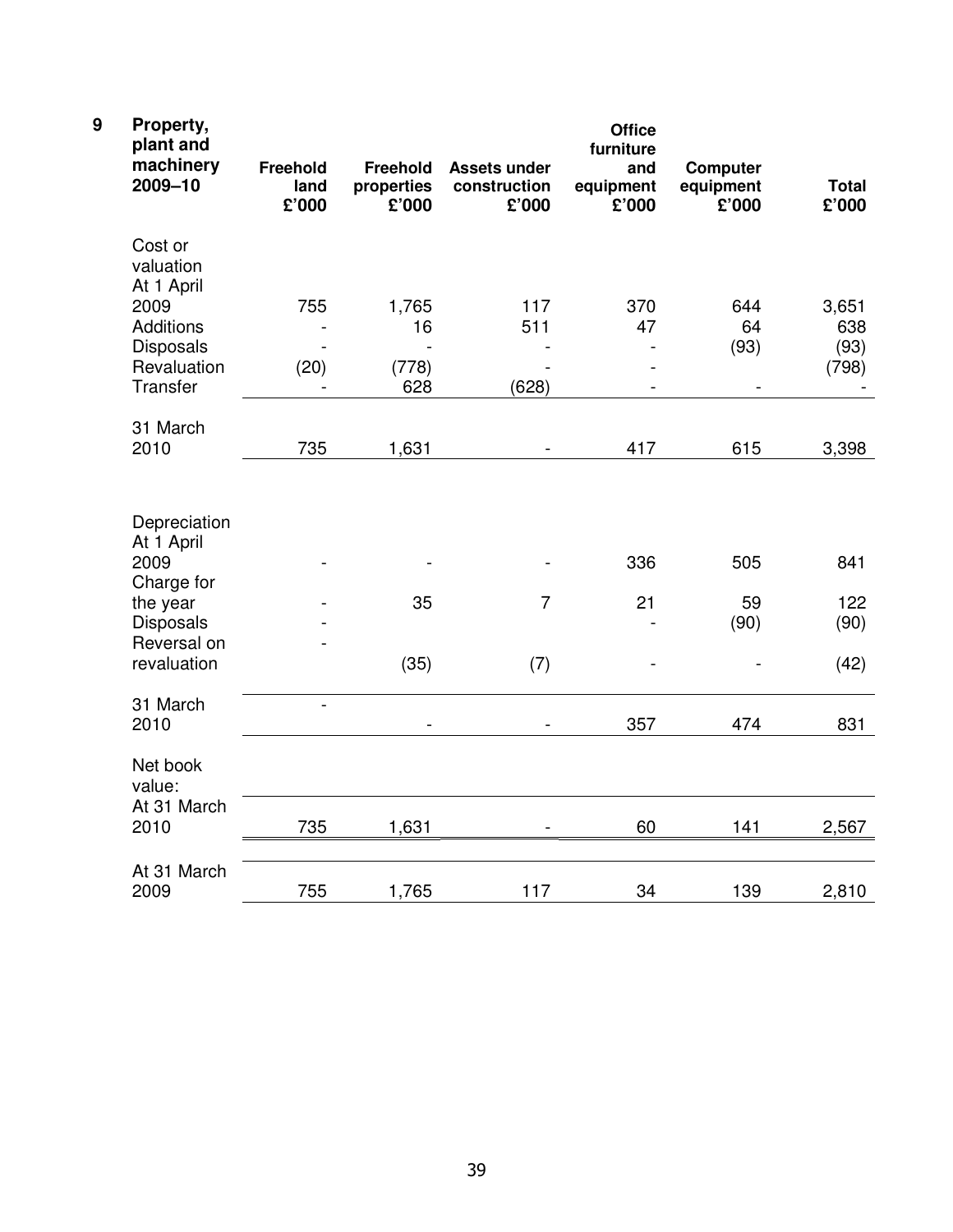## 9 Property, plant and machinery 2009–10

| | Freehold land £'000 | Freehold properties £'000 | Assets under construction £'000 | Office furniture and equipment £'000 | Computer equipment £'000 | Total £'000 |
|---|---|---|---|---|---|---|
| **Cost or valuation** | | | | | | |
| At 1 April 2009 | 755 | 1,765 | 117 | 370 | 644 | 3,651 |
| Additions | - | 16 | 511 | 47 | 64 | 638 |
| Disposals | - | - | - | - | (93) | (93) |
| Revaluation | (20) | (778) | - | - | | (798) |
| Transfer | - | 628 | (628) | - | - | - |
| 31 March 2010 | 735 | 1,631 | - | 417 | 615 | 3,398 |
| **Depreciation** | | | | | | |
| At 1 April 2009 | - | - | - | 336 | 505 | 841 |
| Charge for the year | - | 35 | 7 | 21 | 59 | 122 |
| Disposals | - | | | - | (90) | (90) |
| Reversal on revaluation | - | (35) | (7) | - | - | (42) |
| 31 March 2010 | - | - | - | 357 | 474 | 831 |
| **Net book value:** | | | | | | |
| At 31 March 2010 | 735 | 1,631 | - | 60 | 141 | 2,567 |
| At 31 March 2009 | 755 | 1,765 | 117 | 34 | 139 | 2,810 |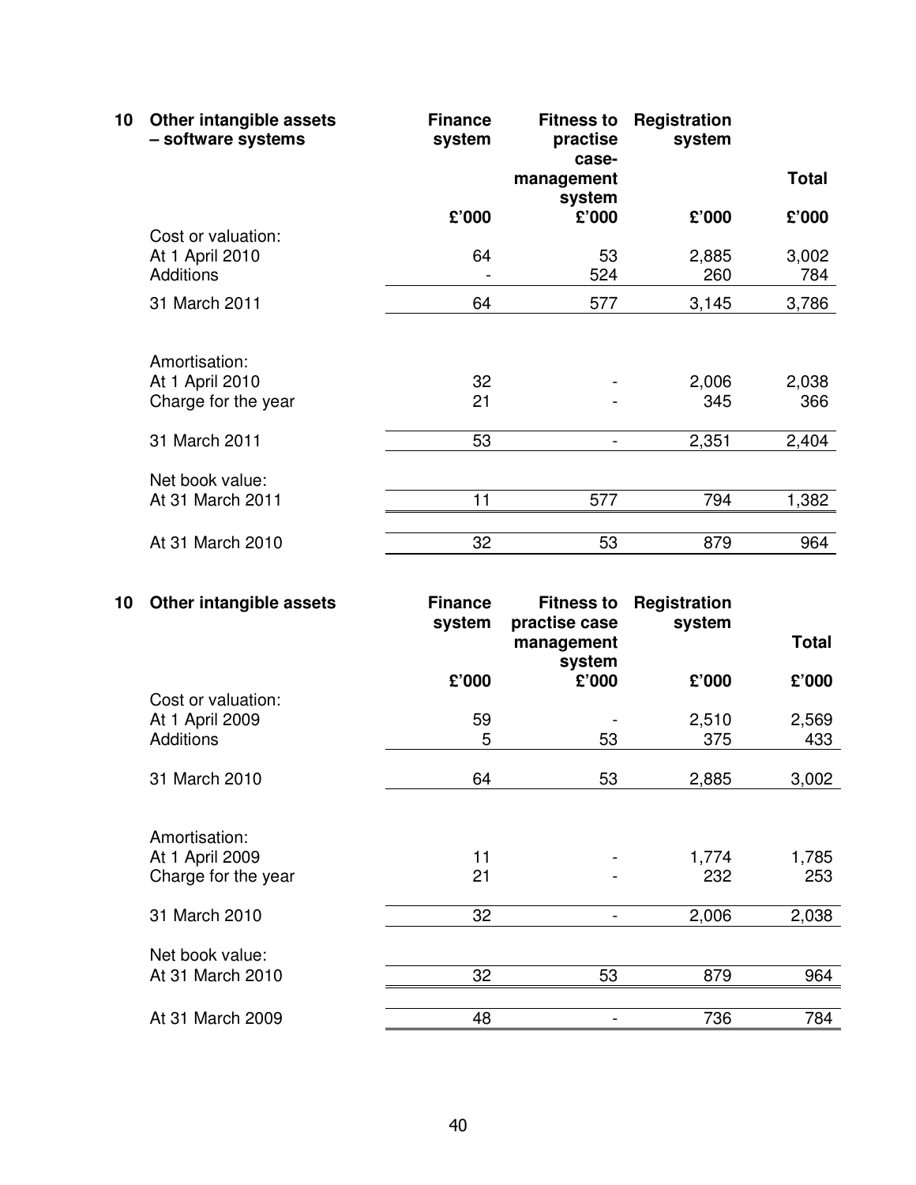## 10 Other intangible assets – software systems

| | Finance system | Fitness to practise case-management system | Registration system | Total |
|---|---|---|---|---|
| | £'000 | £'000 | £'000 | £'000 |
| Cost or valuation: | | | | |
| At 1 April 2010 | 64 | 53 | 2,885 | 3,002 |
| Additions | - | 524 | 260 | 784 |
| 31 March 2011 | 64 | 577 | 3,145 | 3,786 |
| Amortisation: | | | | |
| At 1 April 2010 | 32 | - | 2,006 | 2,038 |
| Charge for the year | 21 | - | 345 | 366 |
| 31 March 2011 | 53 | - | 2,351 | 2,404 |
| Net book value: | | | | |
| At 31 March 2011 | 11 | 577 | 794 | 1,382 |
| At 31 March 2010 | 32 | 53 | 879 | 964 |

## 10 Other intangible assets

| | Finance system | Fitness to practise case management system | Registration system | Total |
|---|---|---|---|---|
| | £'000 | £'000 | £'000 | £'000 |
| Cost or valuation: | | | | |
| At 1 April 2009 | 59 | - | 2,510 | 2,569 |
| Additions | 5 | 53 | 375 | 433 |
| 31 March 2010 | 64 | 53 | 2,885 | 3,002 |
| Amortisation: | | | | |
| At 1 April 2009 | 11 | - | 1,774 | 1,785 |
| Charge for the year | 21 | - | 232 | 253 |
| 31 March 2010 | 32 | - | 2,006 | 2,038 |
| Net book value: | | | | |
| At 31 March 2010 | 32 | 53 | 879 | 964 |
| At 31 March 2009 | 48 | - | 736 | 784 |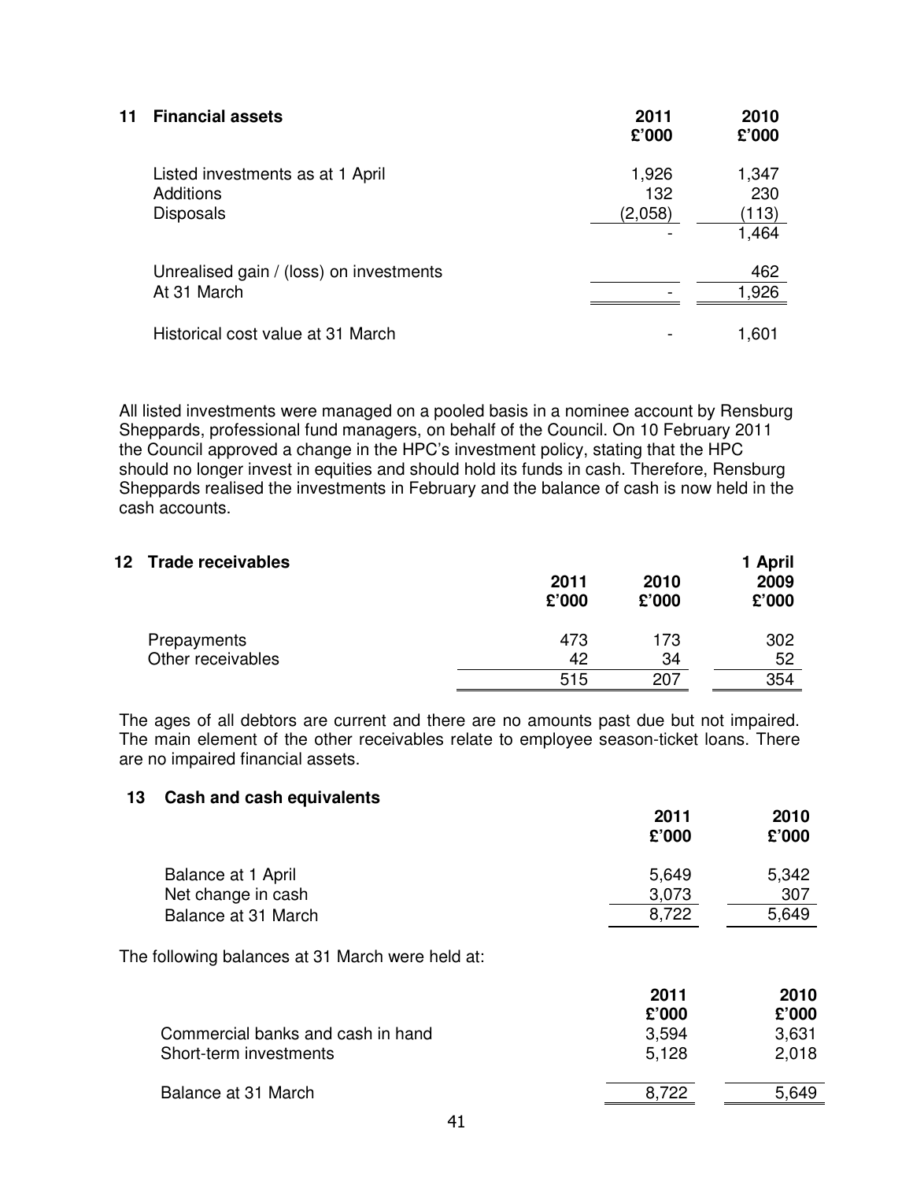## 11 Financial assets

| | 2011 £'000 | 2010 £'000 |
|---|---|---|
| Listed investments as at 1 April | 1,926 | 1,347 |
| Additions | 132 | 230 |
| Disposals | (2,058) | (113) |
| | - | 1,464 |
| Unrealised gain / (loss) on investments | | 462 |
| At 31 March | - | 1,926 |
| Historical cost value at 31 March | - | 1,601 |

All listed investments were managed on a pooled basis in a nominee account by Rensburg Sheppards, professional fund managers, on behalf of the Council. On 10 February 2011 the Council approved a change in the HPC's investment policy, stating that the HPC should no longer invest in equities and should hold its funds in cash. Therefore, Rensburg Sheppards realised the investments in February and the balance of cash is now held in the cash accounts.

## 12 Trade receivables

| | 2011 £'000 | 2010 £'000 | 1 April 2009 £'000 |
|---|---|---|---|
| Prepayments | 473 | 173 | 302 |
| Other receivables | 42 | 34 | 52 |
| | 515 | 207 | 354 |

The ages of all debtors are current and there are no amounts past due but not impaired. The main element of the other receivables relate to employee season-ticket loans. There are no impaired financial assets.

## 13 Cash and cash equivalents

| | 2011 £'000 | 2010 £'000 |
|---|---|---|
| Balance at 1 April | 5,649 | 5,342 |
| Net change in cash | 3,073 | 307 |
| Balance at 31 March | 8,722 | 5,649 |

The following balances at 31 March were held at:

| | 2011 £'000 | 2010 £'000 |
|---|---|---|
| Commercial banks and cash in hand | 3,594 | 3,631 |
| Short-term investments | 5,128 | 2,018 |
| Balance at 31 March | 8,722 | 5,649 |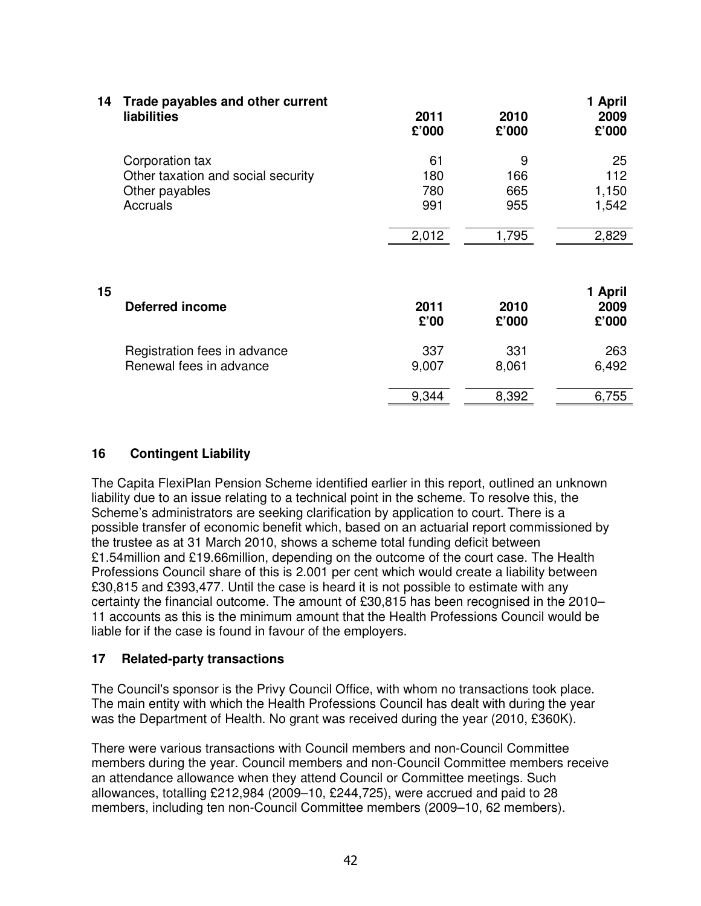## 14 Trade payables and other current liabilities

| | 2011 £'000 | 2010 £'000 | 1 April 2009 £'000 |
|---|---|---|---|
| Corporation tax | 61 | 9 | 25 |
| Other taxation and social security | 180 | 166 | 112 |
| Other payables | 780 | 665 | 1,150 |
| Accruals | 991 | 955 | 1,542 |
| | 2,012 | 1,795 | 2,829 |

## 15 Deferred income

| | 2011 £'00 | 2010 £'000 | 1 April 2009 £'000 |
|---|---|---|---|
| Registration fees in advance | 337 | 331 | 263 |
| Renewal fees in advance | 9,007 | 8,061 | 6,492 |
| | 9,344 | 8,392 | 6,755 |

## 16 Contingent Liability

The Capita FlexiPlan Pension Scheme identified earlier in this report, outlined an unknown liability due to an issue relating to a technical point in the scheme. To resolve this, the Scheme's administrators are seeking clarification by application to court. There is a possible transfer of economic benefit which, based on an actuarial report commissioned by the trustee as at 31 March 2010, shows a scheme total funding deficit between £1.54million and £19.66million, depending on the outcome of the court case. The Health Professions Council share of this is 2.001 per cent which would create a liability between £30,815 and £393,477. Until the case is heard it is not possible to estimate with any certainty the financial outcome. The amount of £30,815 has been recognised in the 2010–11 accounts as this is the minimum amount that the Health Professions Council would be liable for if the case is found in favour of the employers.

## 17 Related-party transactions

The Council's sponsor is the Privy Council Office, with whom no transactions took place. The main entity with which the Health Professions Council has dealt with during the year was the Department of Health. No grant was received during the year (2010, £360K).

There were various transactions with Council members and non-Council Committee members during the year. Council members and non-Council Committee members receive an attendance allowance when they attend Council or Committee meetings. Such allowances, totalling £212,984 (2009–10, £244,725), were accrued and paid to 28 members, including ten non-Council Committee members (2009–10, 62 members).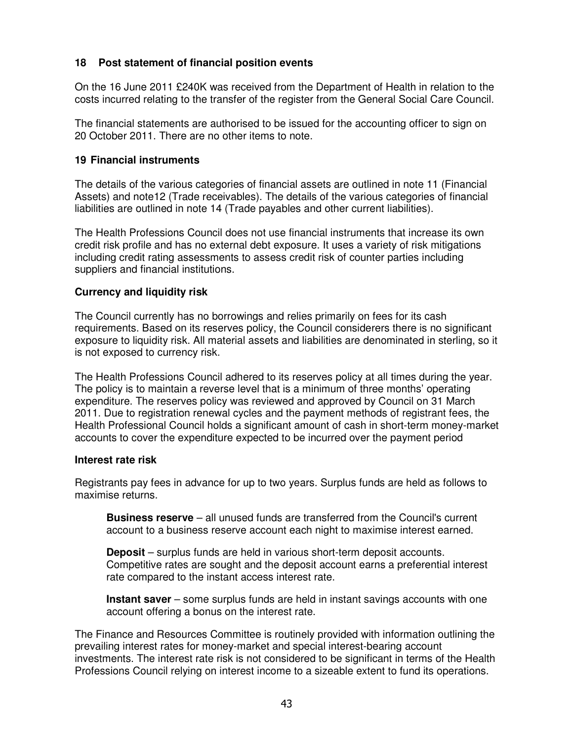## 18 Post statement of financial position events

On the 16 June 2011 £240K was received from the Department of Health in relation to the costs incurred relating to the transfer of the register from the General Social Care Council.

The financial statements are authorised to be issued for the accounting officer to sign on 20 October 2011. There are no other items to note.

## 19 Financial instruments

The details of the various categories of financial assets are outlined in note 11 (Financial Assets) and note12 (Trade receivables). The details of the various categories of financial liabilities are outlined in note 14 (Trade payables and other current liabilities).

The Health Professions Council does not use financial instruments that increase its own credit risk profile and has no external debt exposure. It uses a variety of risk mitigations including credit rating assessments to assess credit risk of counter parties including suppliers and financial institutions.

### Currency and liquidity risk

The Council currently has no borrowings and relies primarily on fees for its cash requirements. Based on its reserves policy, the Council considerers there is no significant exposure to liquidity risk. All material assets and liabilities are denominated in sterling, so it is not exposed to currency risk.

The Health Professions Council adhered to its reserves policy at all times during the year. The policy is to maintain a reverse level that is a minimum of three months' operating expenditure. The reserves policy was reviewed and approved by Council on 31 March 2011. Due to registration renewal cycles and the payment methods of registrant fees, the Health Professional Council holds a significant amount of cash in short-term money-market accounts to cover the expenditure expected to be incurred over the payment period

### Interest rate risk

Registrants pay fees in advance for up to two years. Surplus funds are held as follows to maximise returns.

**Business reserve** – all unused funds are transferred from the Council's current account to a business reserve account each night to maximise interest earned.

**Deposit** – surplus funds are held in various short-term deposit accounts. Competitive rates are sought and the deposit account earns a preferential interest rate compared to the instant access interest rate.

**Instant saver** – some surplus funds are held in instant savings accounts with one account offering a bonus on the interest rate.

The Finance and Resources Committee is routinely provided with information outlining the prevailing interest rates for money-market and special interest-bearing account investments. The interest rate risk is not considered to be significant in terms of the Health Professions Council relying on interest income to a sizeable extent to fund its operations.